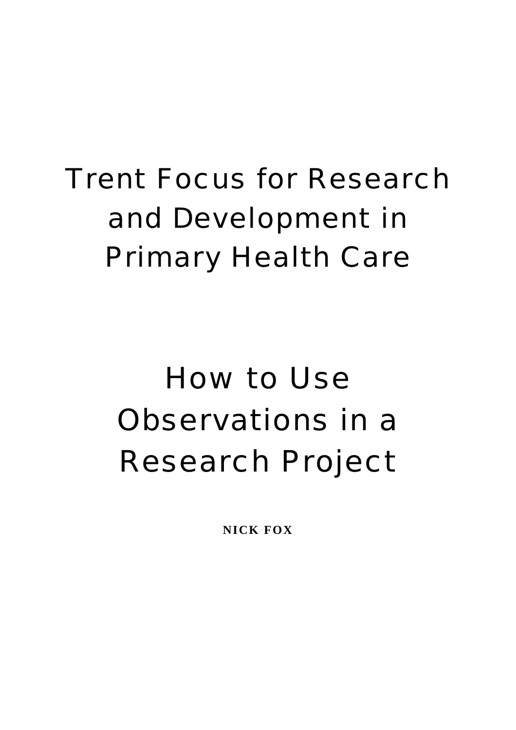# Trent Focus for Research and Development in Primary Health Care

# How to Use Observations in a Research Project

**NICK FOX**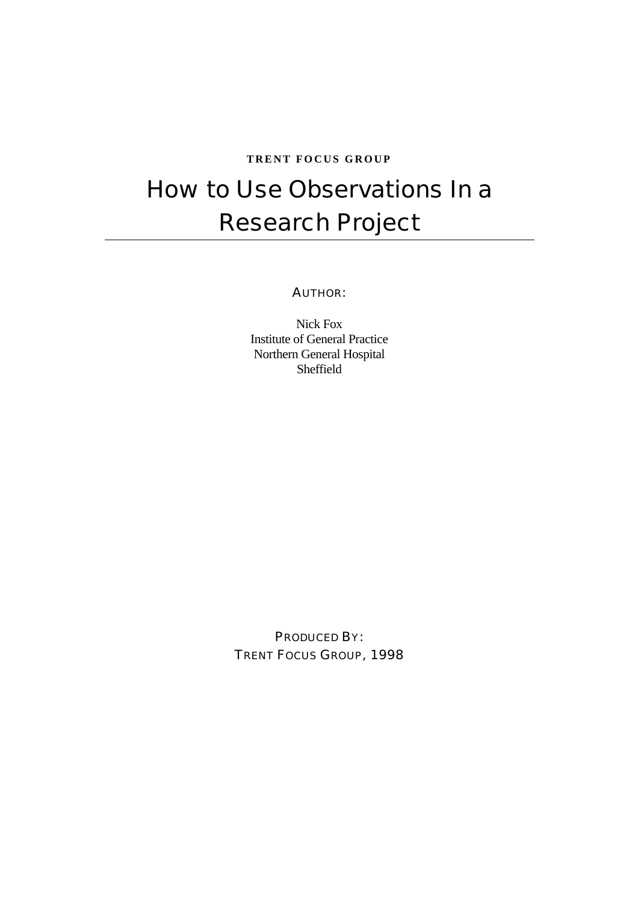**TRENT FOCUS GROUP**

# How to Use Observations In a Research Project

AUTHOR:

Nick Fox
Institute of General Practice
Northern General Hospital
Sheffield

PRODUCED BY:
TRENT FOCUS GROUP, 1998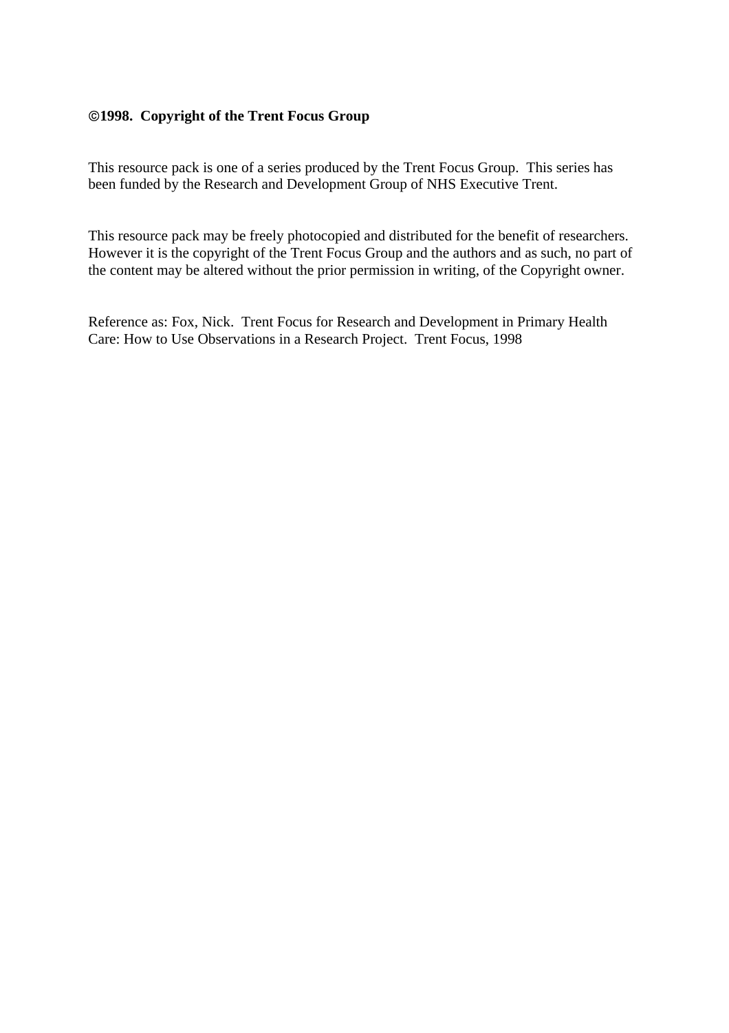**©1998. Copyright of the Trent Focus Group**

This resource pack is one of a series produced by the Trent Focus Group. This series has been funded by the Research and Development Group of NHS Executive Trent.

This resource pack may be freely photocopied and distributed for the benefit of researchers. However it is the copyright of the Trent Focus Group and the authors and as such, no part of the content may be altered without the prior permission in writing, of the Copyright owner.

Reference as: Fox, Nick. Trent Focus for Research and Development in Primary Health Care: How to Use Observations in a Research Project. Trent Focus, 1998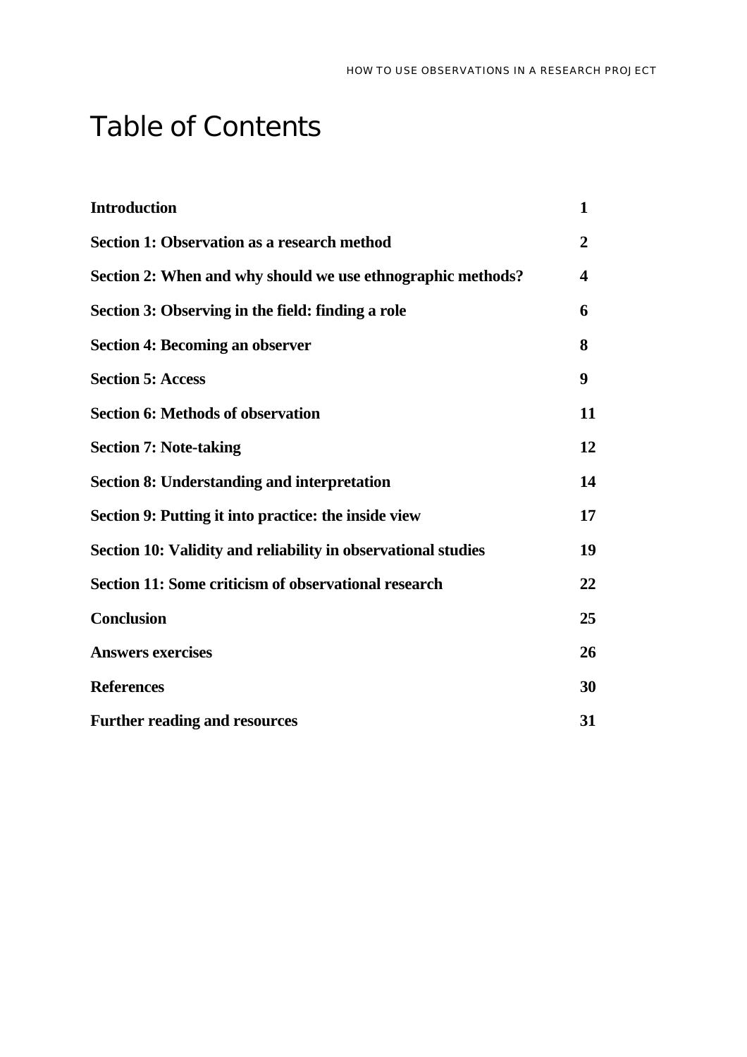# Table of Contents

| | |
|---|---|
| **Introduction** | **1** |
| **Section 1: Observation as a research method** | **2** |
| **Section 2: When and why should we use ethnographic methods?** | **4** |
| **Section 3: Observing in the field: finding a role** | **6** |
| **Section 4: Becoming an observer** | **8** |
| **Section 5: Access** | **9** |
| **Section 6: Methods of observation** | **11** |
| **Section 7: Note-taking** | **12** |
| **Section 8: Understanding and interpretation** | **14** |
| **Section 9: Putting it into practice: the inside view** | **17** |
| **Section 10: Validity and reliability in observational studies** | **19** |
| **Section 11: Some criticism of observational research** | **22** |
| **Conclusion** | **25** |
| **Answers exercises** | **26** |
| **References** | **30** |
| **Further reading and resources** | **31** |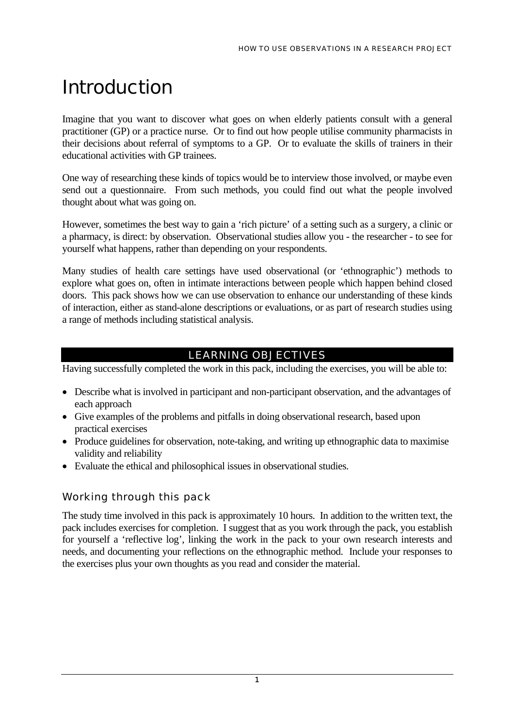# Introduction

Imagine that you want to discover what goes on when elderly patients consult with a general practitioner (GP) or a practice nurse. Or to find out how people utilise community pharmacists in their decisions about referral of symptoms to a GP. Or to evaluate the skills of trainers in their educational activities with GP trainees.

One way of researching these kinds of topics would be to interview those involved, or maybe even send out a questionnaire. From such methods, you could find out what the people involved thought about what was going on.

However, sometimes the best way to gain a 'rich picture' of a setting such as a surgery, a clinic or a pharmacy, is direct: by observation. Observational studies allow you - the researcher - to see for yourself what happens, rather than depending on your respondents.

Many studies of health care settings have used observational (or 'ethnographic') methods to explore what goes on, often in intimate interactions between people which happen behind closed doors. This pack shows how we can use observation to enhance our understanding of these kinds of interaction, either as stand-alone descriptions or evaluations, or as part of research studies using a range of methods including statistical analysis.

## LEARNING OBJECTIVES

Having successfully completed the work in this pack, including the exercises, you will be able to:

- Describe what is involved in participant and non-participant observation, and the advantages of each approach
- Give examples of the problems and pitfalls in doing observational research, based upon practical exercises
- Produce guidelines for observation, note-taking, and writing up ethnographic data to maximise validity and reliability
- Evaluate the ethical and philosophical issues in observational studies.

### Working through this pack

The study time involved in this pack is approximately 10 hours. In addition to the written text, the pack includes exercises for completion. I suggest that as you work through the pack, you establish for yourself a 'reflective log', linking the work in the pack to your own research interests and needs, and documenting your reflections on the ethnographic method. Include your responses to the exercises plus your own thoughts as you read and consider the material.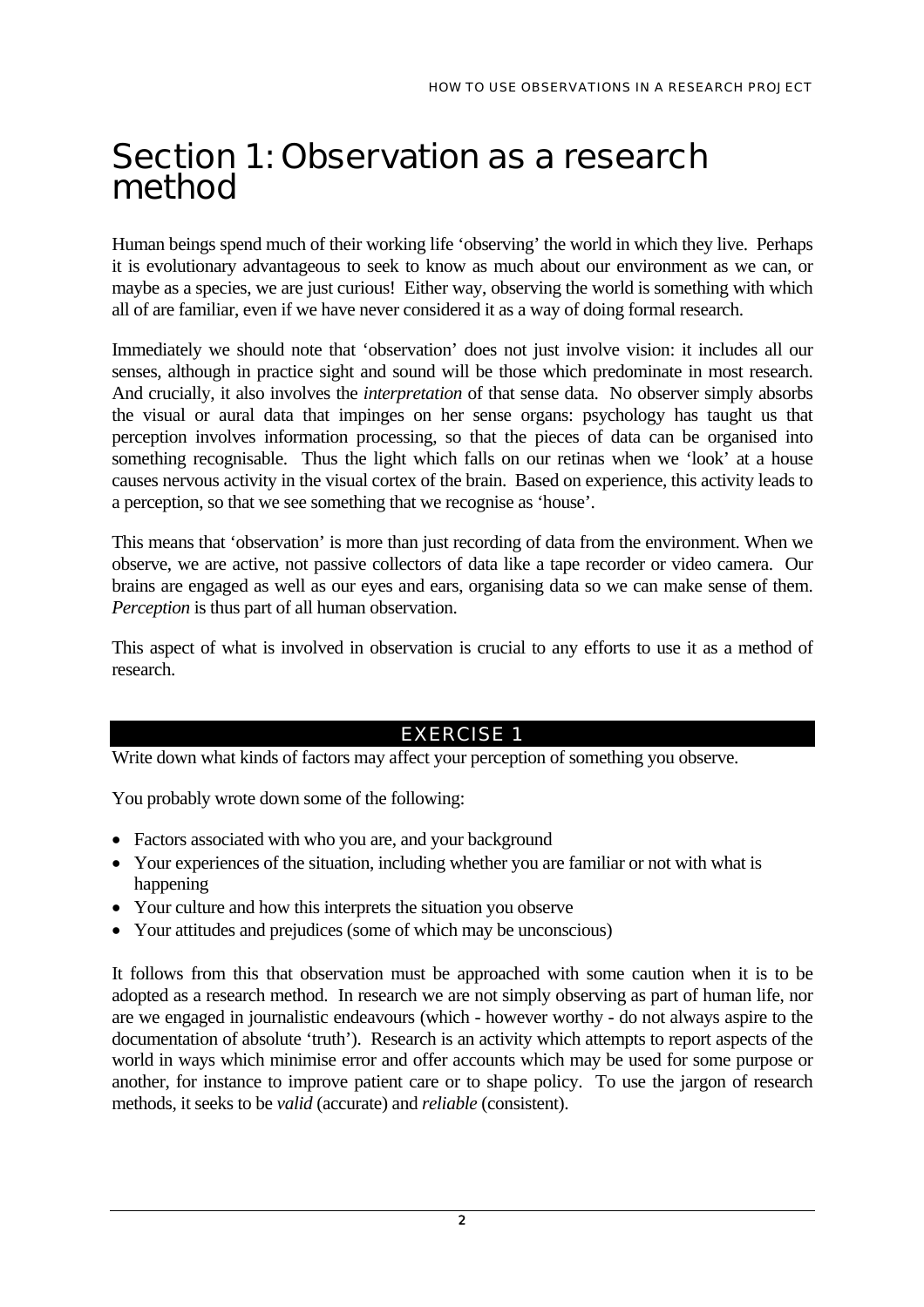# Section 1: Observation as a research method

Human beings spend much of their working life 'observing' the world in which they live. Perhaps it is evolutionary advantageous to seek to know as much about our environment as we can, or maybe as a species, we are just curious! Either way, observing the world is something with which all of are familiar, even if we have never considered it as a way of doing formal research.

Immediately we should note that 'observation' does not just involve vision: it includes all our senses, although in practice sight and sound will be those which predominate in most research. And crucially, it also involves the *interpretation* of that sense data. No observer simply absorbs the visual or aural data that impinges on her sense organs: psychology has taught us that perception involves information processing, so that the pieces of data can be organised into something recognisable. Thus the light which falls on our retinas when we 'look' at a house causes nervous activity in the visual cortex of the brain. Based on experience, this activity leads to a perception, so that we see something that we recognise as 'house'.

This means that 'observation' is more than just recording of data from the environment. When we observe, we are active, not passive collectors of data like a tape recorder or video camera. Our brains are engaged as well as our eyes and ears, organising data so we can make sense of them. *Perception* is thus part of all human observation.

This aspect of what is involved in observation is crucial to any efforts to use it as a method of research.

## EXERCISE 1

Write down what kinds of factors may affect your perception of something you observe.

You probably wrote down some of the following:

- Factors associated with who you are, and your background
- Your experiences of the situation, including whether you are familiar or not with what is happening
- Your culture and how this interprets the situation you observe
- Your attitudes and prejudices (some of which may be unconscious)

It follows from this that observation must be approached with some caution when it is to be adopted as a research method. In research we are not simply observing as part of human life, nor are we engaged in journalistic endeavours (which - however worthy - do not always aspire to the documentation of absolute 'truth'). Research is an activity which attempts to report aspects of the world in ways which minimise error and offer accounts which may be used for some purpose or another, for instance to improve patient care or to shape policy. To use the jargon of research methods, it seeks to be *valid* (accurate) and *reliable* (consistent).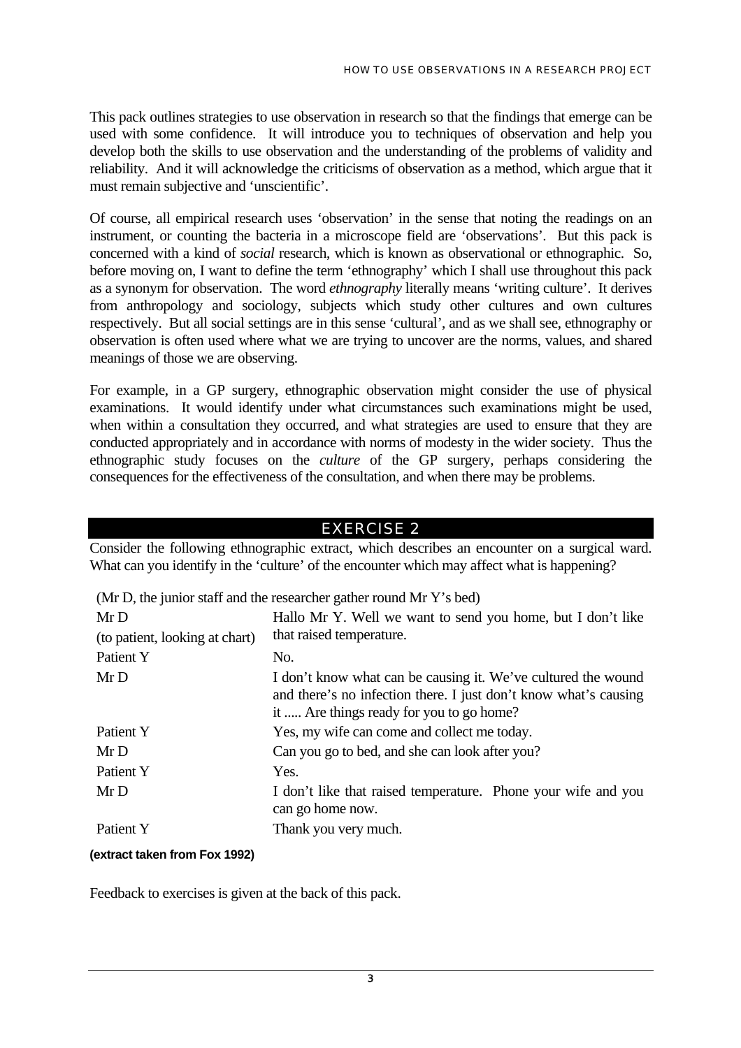This pack outlines strategies to use observation in research so that the findings that emerge can be used with some confidence. It will introduce you to techniques of observation and help you develop both the skills to use observation and the understanding of the problems of validity and reliability. And it will acknowledge the criticisms of observation as a method, which argue that it must remain subjective and 'unscientific'.

Of course, all empirical research uses 'observation' in the sense that noting the readings on an instrument, or counting the bacteria in a microscope field are 'observations'. But this pack is concerned with a kind of *social* research, which is known as observational or ethnographic. So, before moving on, I want to define the term 'ethnography' which I shall use throughout this pack as a synonym for observation. The word *ethnography* literally means 'writing culture'. It derives from anthropology and sociology, subjects which study other cultures and own cultures respectively. But all social settings are in this sense 'cultural', and as we shall see, ethnography or observation is often used where what we are trying to uncover are the norms, values, and shared meanings of those we are observing.

For example, in a GP surgery, ethnographic observation might consider the use of physical examinations. It would identify under what circumstances such examinations might be used, when within a consultation they occurred, and what strategies are used to ensure that they are conducted appropriately and in accordance with norms of modesty in the wider society. Thus the ethnographic study focuses on the *culture* of the GP surgery, perhaps considering the consequences for the effectiveness of the consultation, and when there may be problems.

## EXERCISE 2

Consider the following ethnographic extract, which describes an encounter on a surgical ward. What can you identify in the 'culture' of the encounter which may affect what is happening?

(Mr D, the junior staff and the researcher gather round Mr Y's bed)

| | |
|---|---|
| Mr D (to patient, looking at chart) | Hallo Mr Y. Well we want to send you home, but I don't like that raised temperature. |
| Patient Y | No. |
| Mr D | I don't know what can be causing it. We've cultured the wound and there's no infection there. I just don't know what's causing it ..... Are things ready for you to go home? |
| Patient Y | Yes, my wife can come and collect me today. |
| Mr D | Can you go to bed, and she can look after you? |
| Patient Y | Yes. |
| Mr D | I don't like that raised temperature. Phone your wife and you can go home now. |
| Patient Y | Thank you very much. |

**(extract taken from Fox 1992)**

Feedback to exercises is given at the back of this pack.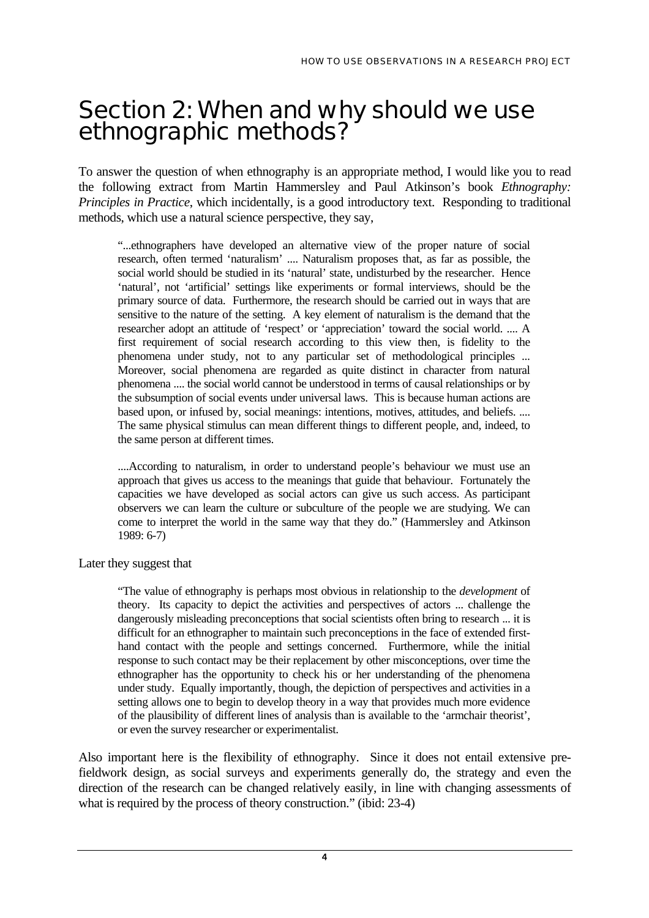# Section 2: When and why should we use ethnographic methods?

To answer the question of when ethnography is an appropriate method, I would like you to read the following extract from Martin Hammersley and Paul Atkinson's book *Ethnography: Principles in Practice*, which incidentally, is a good introductory text. Responding to traditional methods, which use a natural science perspective, they say,

> "...ethnographers have developed an alternative view of the proper nature of social research, often termed 'naturalism' .... Naturalism proposes that, as far as possible, the social world should be studied in its 'natural' state, undisturbed by the researcher. Hence 'natural', not 'artificial' settings like experiments or formal interviews, should be the primary source of data. Furthermore, the research should be carried out in ways that are sensitive to the nature of the setting. A key element of naturalism is the demand that the researcher adopt an attitude of 'respect' or 'appreciation' toward the social world. .... A first requirement of social research according to this view then, is fidelity to the phenomena under study, not to any particular set of methodological principles ... Moreover, social phenomena are regarded as quite distinct in character from natural phenomena .... the social world cannot be understood in terms of causal relationships or by the subsumption of social events under universal laws. This is because human actions are based upon, or infused by, social meanings: intentions, motives, attitudes, and beliefs. .... The same physical stimulus can mean different things to different people, and, indeed, to the same person at different times.
>
> ....According to naturalism, in order to understand people's behaviour we must use an approach that gives us access to the meanings that guide that behaviour. Fortunately the capacities we have developed as social actors can give us such access. As participant observers we can learn the culture or subculture of the people we are studying. We can come to interpret the world in the same way that they do." (Hammersley and Atkinson 1989: 6-7)

Later they suggest that

> "The value of ethnography is perhaps most obvious in relationship to the *development* of theory. Its capacity to depict the activities and perspectives of actors ... challenge the dangerously misleading preconceptions that social scientists often bring to research ... it is difficult for an ethnographer to maintain such preconceptions in the face of extended first-hand contact with the people and settings concerned. Furthermore, while the initial response to such contact may be their replacement by other misconceptions, over time the ethnographer has the opportunity to check his or her understanding of the phenomena under study. Equally importantly, though, the depiction of perspectives and activities in a setting allows one to begin to develop theory in a way that provides much more evidence of the plausibility of different lines of analysis than is available to the 'armchair theorist', or even the survey researcher or experimentalist.

Also important here is the flexibility of ethnography. Since it does not entail extensive pre-fieldwork design, as social surveys and experiments generally do, the strategy and even the direction of the research can be changed relatively easily, in line with changing assessments of what is required by the process of theory construction." (ibid: 23-4)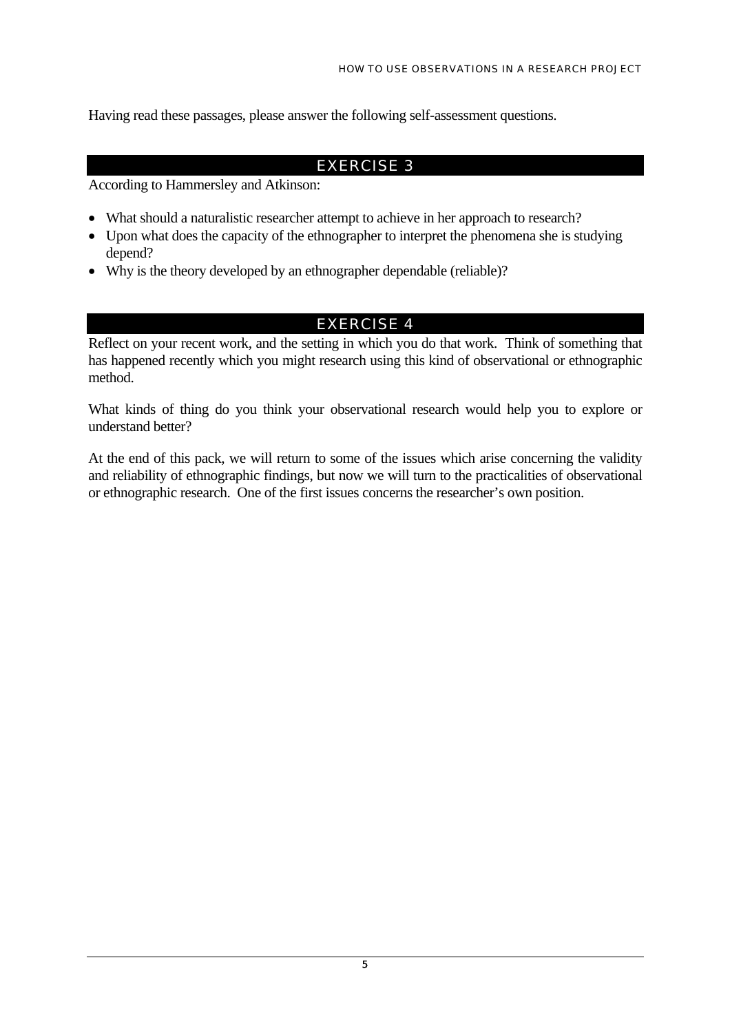Having read these passages, please answer the following self-assessment questions.

## EXERCISE 3

According to Hammersley and Atkinson:

- What should a naturalistic researcher attempt to achieve in her approach to research?
- Upon what does the capacity of the ethnographer to interpret the phenomena she is studying depend?
- Why is the theory developed by an ethnographer dependable (reliable)?

## EXERCISE 4

Reflect on your recent work, and the setting in which you do that work. Think of something that has happened recently which you might research using this kind of observational or ethnographic method.

What kinds of thing do you think your observational research would help you to explore or understand better?

At the end of this pack, we will return to some of the issues which arise concerning the validity and reliability of ethnographic findings, but now we will turn to the practicalities of observational or ethnographic research. One of the first issues concerns the researcher's own position.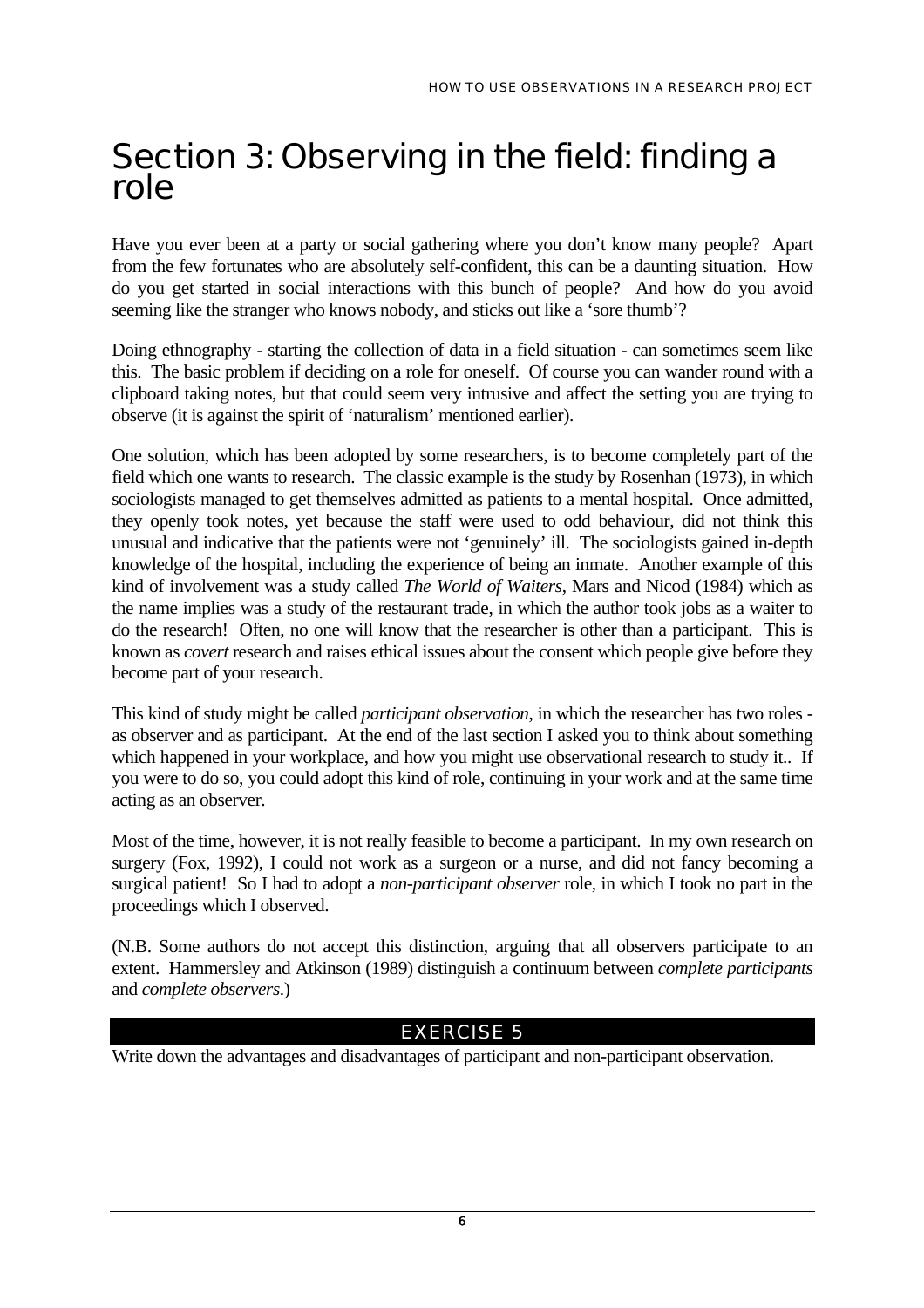# Section 3: Observing in the field: finding a role

Have you ever been at a party or social gathering where you don't know many people? Apart from the few fortunates who are absolutely self-confident, this can be a daunting situation. How do you get started in social interactions with this bunch of people? And how do you avoid seeming like the stranger who knows nobody, and sticks out like a 'sore thumb'?

Doing ethnography - starting the collection of data in a field situation - can sometimes seem like this. The basic problem if deciding on a role for oneself. Of course you can wander round with a clipboard taking notes, but that could seem very intrusive and affect the setting you are trying to observe (it is against the spirit of 'naturalism' mentioned earlier).

One solution, which has been adopted by some researchers, is to become completely part of the field which one wants to research. The classic example is the study by Rosenhan (1973), in which sociologists managed to get themselves admitted as patients to a mental hospital. Once admitted, they openly took notes, yet because the staff were used to odd behaviour, did not think this unusual and indicative that the patients were not 'genuinely' ill. The sociologists gained in-depth knowledge of the hospital, including the experience of being an inmate. Another example of this kind of involvement was a study called *The World of Waiters*, Mars and Nicod (1984) which as the name implies was a study of the restaurant trade, in which the author took jobs as a waiter to do the research! Often, no one will know that the researcher is other than a participant. This is known as *covert* research and raises ethical issues about the consent which people give before they become part of your research.

This kind of study might be called *participant observation*, in which the researcher has two roles - as observer and as participant. At the end of the last section I asked you to think about something which happened in your workplace, and how you might use observational research to study it.. If you were to do so, you could adopt this kind of role, continuing in your work and at the same time acting as an observer.

Most of the time, however, it is not really feasible to become a participant. In my own research on surgery (Fox, 1992), I could not work as a surgeon or a nurse, and did not fancy becoming a surgical patient! So I had to adopt a *non-participant observer* role, in which I took no part in the proceedings which I observed.

(N.B. Some authors do not accept this distinction, arguing that all observers participate to an extent. Hammersley and Atkinson (1989) distinguish a continuum between *complete participants* and *complete observers*.)

## EXERCISE 5

Write down the advantages and disadvantages of participant and non-participant observation.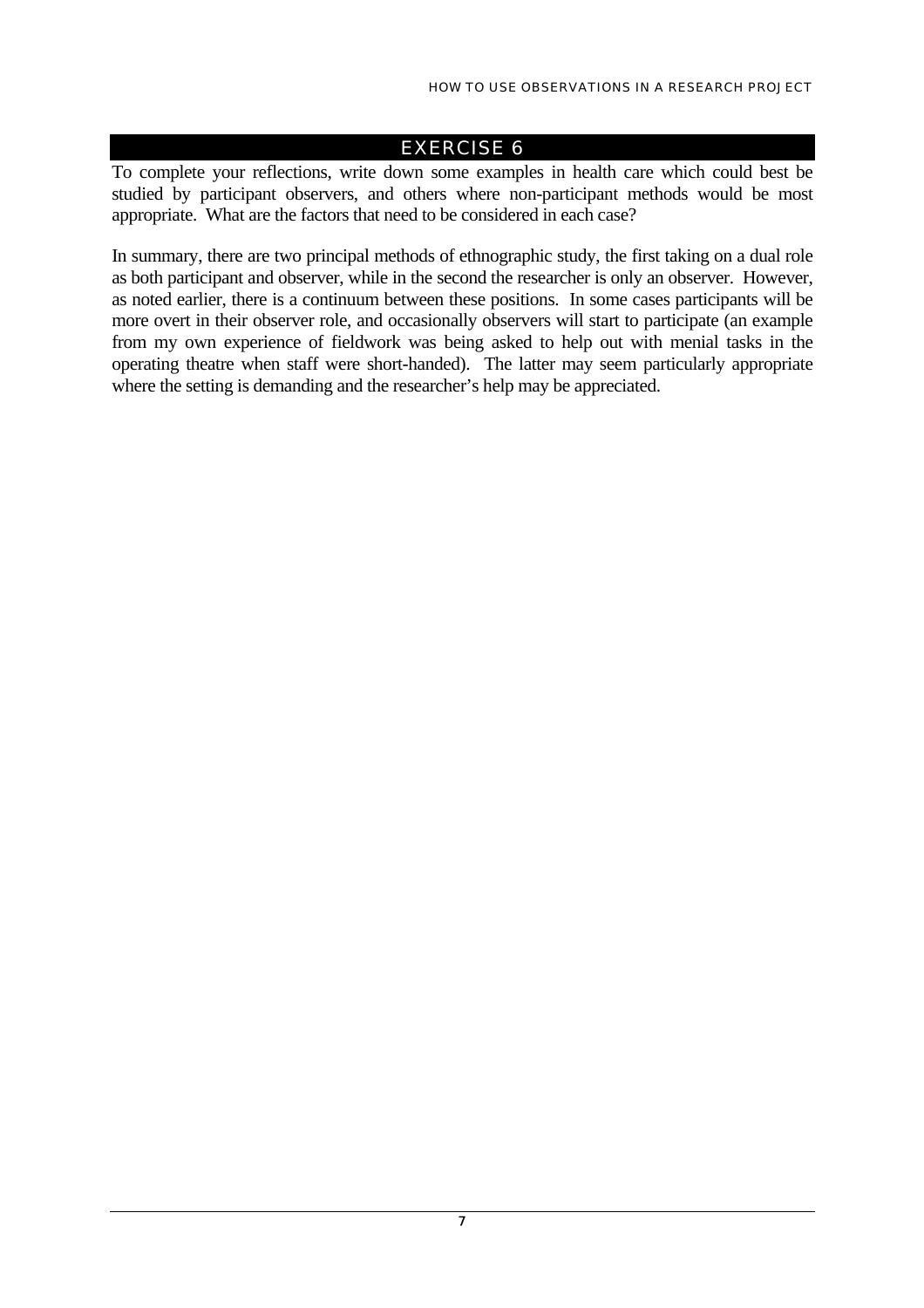## EXERCISE 6

To complete your reflections, write down some examples in health care which could best be studied by participant observers, and others where non-participant methods would be most appropriate. What are the factors that need to be considered in each case?

In summary, there are two principal methods of ethnographic study, the first taking on a dual role as both participant and observer, while in the second the researcher is only an observer. However, as noted earlier, there is a continuum between these positions. In some cases participants will be more overt in their observer role, and occasionally observers will start to participate (an example from my own experience of fieldwork was being asked to help out with menial tasks in the operating theatre when staff were short-handed). The latter may seem particularly appropriate where the setting is demanding and the researcher's help may be appreciated.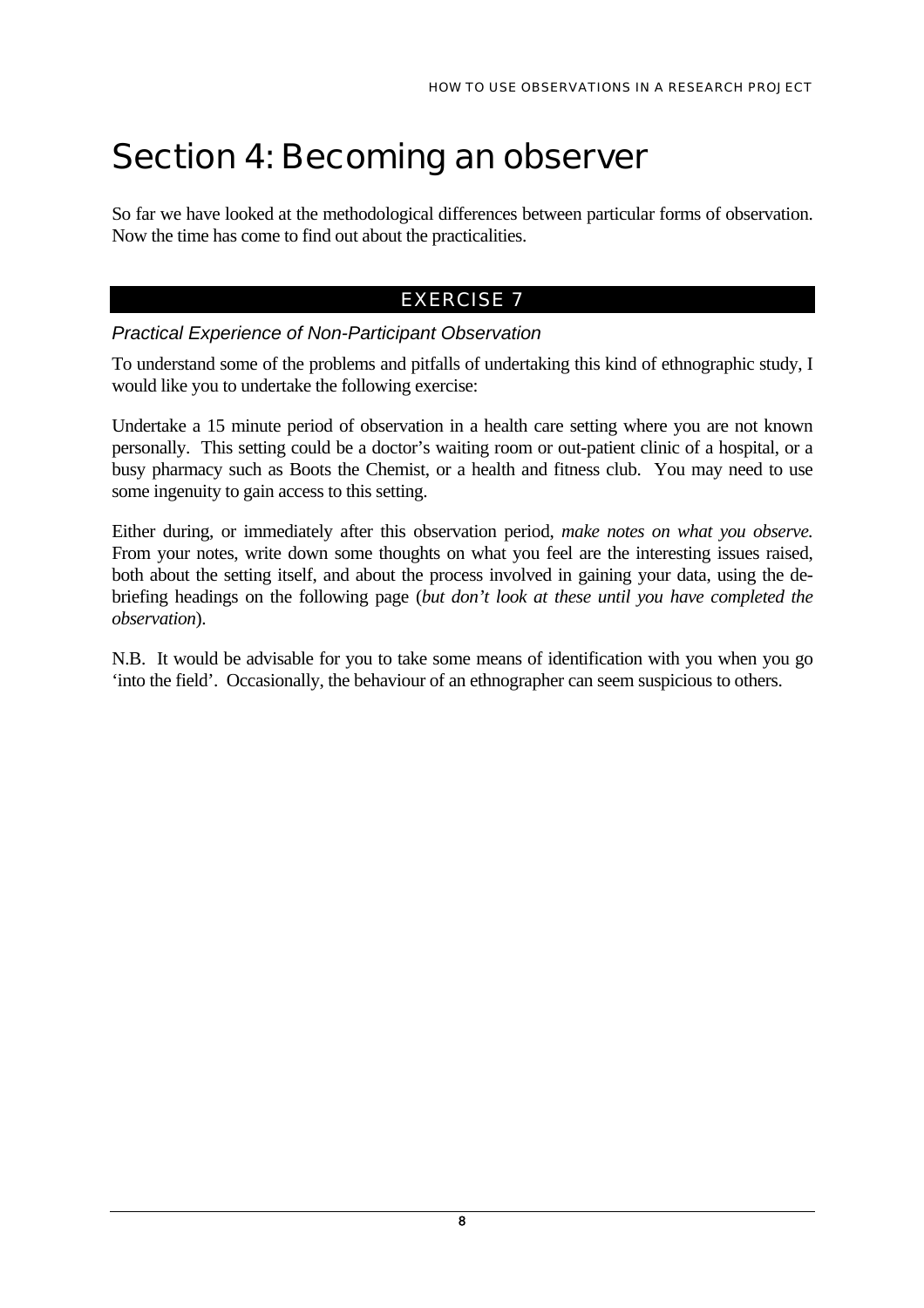# Section 4: Becoming an observer

So far we have looked at the methodological differences between particular forms of observation. Now the time has come to find out about the practicalities.

## EXERCISE 7

### *Practical Experience of Non-Participant Observation*

To understand some of the problems and pitfalls of undertaking this kind of ethnographic study, I would like you to undertake the following exercise:

Undertake a 15 minute period of observation in a health care setting where you are not known personally. This setting could be a doctor's waiting room or out-patient clinic of a hospital, or a busy pharmacy such as Boots the Chemist, or a health and fitness club. You may need to use some ingenuity to gain access to this setting.

Either during, or immediately after this observation period, *make notes on what you observe.* From your notes, write down some thoughts on what you feel are the interesting issues raised, both about the setting itself, and about the process involved in gaining your data, using the de-briefing headings on the following page (*but don't look at these until you have completed the observation*).

N.B. It would be advisable for you to take some means of identification with you when you go 'into the field'. Occasionally, the behaviour of an ethnographer can seem suspicious to others.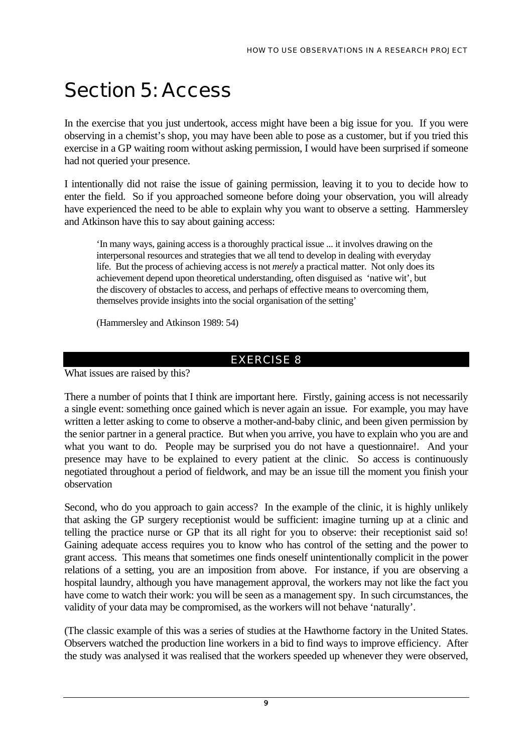# Section 5: Access

In the exercise that you just undertook, access might have been a big issue for you. If you were observing in a chemist's shop, you may have been able to pose as a customer, but if you tried this exercise in a GP waiting room without asking permission, I would have been surprised if someone had not queried your presence.

I intentionally did not raise the issue of gaining permission, leaving it to you to decide how to enter the field. So if you approached someone before doing your observation, you will already have experienced the need to be able to explain why you want to observe a setting. Hammersley and Atkinson have this to say about gaining access:

> 'In many ways, gaining access is a thoroughly practical issue ... it involves drawing on the interpersonal resources and strategies that we all tend to develop in dealing with everyday life. But the process of achieving access is not *merely* a practical matter. Not only does its achievement depend upon theoretical understanding, often disguised as 'native wit', but the discovery of obstacles to access, and perhaps of effective means to overcoming them, themselves provide insights into the social organisation of the setting'
>
> (Hammersley and Atkinson 1989: 54)

## EXERCISE 8

What issues are raised by this?

There a number of points that I think are important here. Firstly, gaining access is not necessarily a single event: something once gained which is never again an issue. For example, you may have written a letter asking to come to observe a mother-and-baby clinic, and been given permission by the senior partner in a general practice. But when you arrive, you have to explain who you are and what you want to do. People may be surprised you do not have a questionnaire!. And your presence may have to be explained to every patient at the clinic. So access is continuously negotiated throughout a period of fieldwork, and may be an issue till the moment you finish your observation

Second, who do you approach to gain access? In the example of the clinic, it is highly unlikely that asking the GP surgery receptionist would be sufficient: imagine turning up at a clinic and telling the practice nurse or GP that its all right for you to observe: their receptionist said so! Gaining adequate access requires you to know who has control of the setting and the power to grant access. This means that sometimes one finds oneself unintentionally complicit in the power relations of a setting, you are an imposition from above. For instance, if you are observing a hospital laundry, although you have management approval, the workers may not like the fact you have come to watch their work: you will be seen as a management spy. In such circumstances, the validity of your data may be compromised, as the workers will not behave 'naturally'.

(The classic example of this was a series of studies at the Hawthorne factory in the United States. Observers watched the production line workers in a bid to find ways to improve efficiency. After the study was analysed it was realised that the workers speeded up whenever they were observed,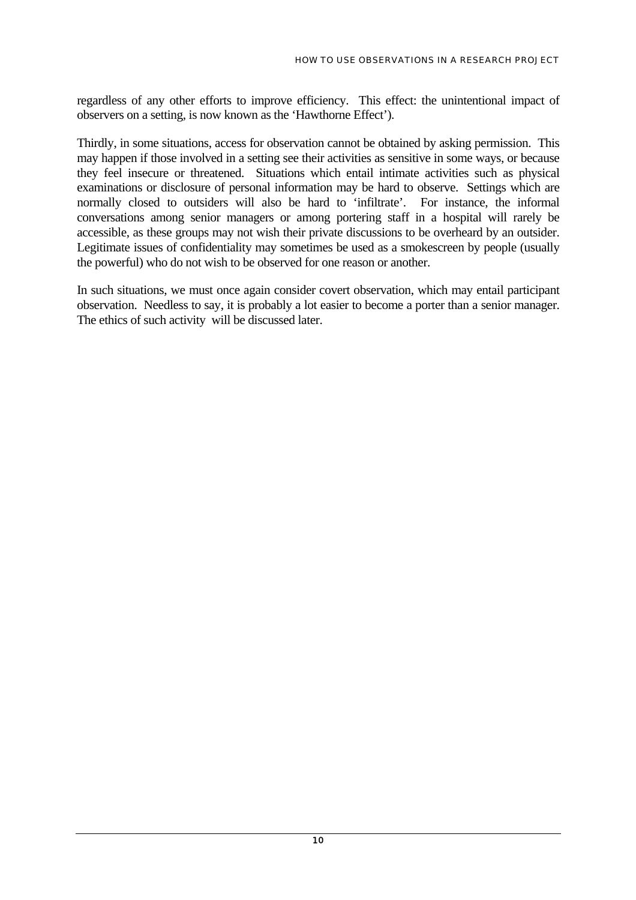regardless of any other efforts to improve efficiency. This effect: the unintentional impact of observers on a setting, is now known as the 'Hawthorne Effect').

Thirdly, in some situations, access for observation cannot be obtained by asking permission. This may happen if those involved in a setting see their activities as sensitive in some ways, or because they feel insecure or threatened. Situations which entail intimate activities such as physical examinations or disclosure of personal information may be hard to observe. Settings which are normally closed to outsiders will also be hard to 'infiltrate'. For instance, the informal conversations among senior managers or among portering staff in a hospital will rarely be accessible, as these groups may not wish their private discussions to be overheard by an outsider. Legitimate issues of confidentiality may sometimes be used as a smokescreen by people (usually the powerful) who do not wish to be observed for one reason or another.

In such situations, we must once again consider covert observation, which may entail participant observation. Needless to say, it is probably a lot easier to become a porter than a senior manager. The ethics of such activity will be discussed later.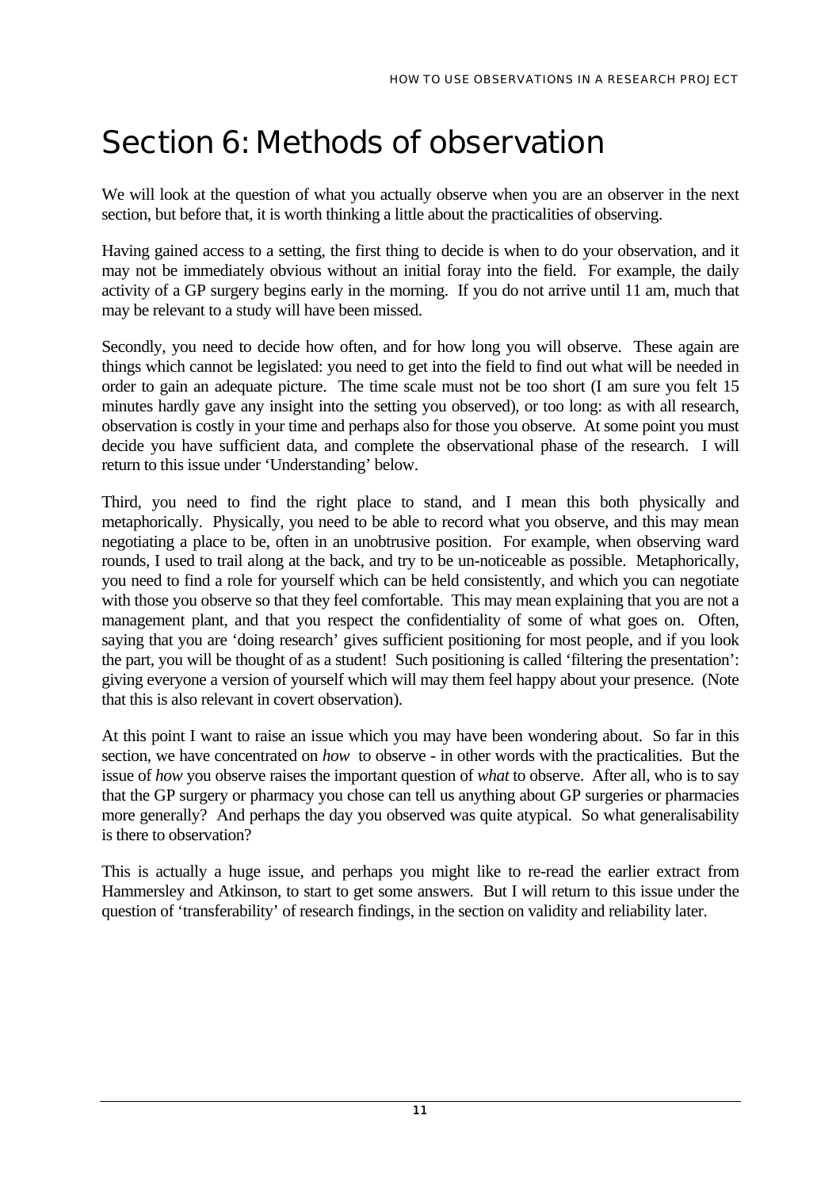# Section 6: Methods of observation

We will look at the question of what you actually observe when you are an observer in the next section, but before that, it is worth thinking a little about the practicalities of observing.

Having gained access to a setting, the first thing to decide is when to do your observation, and it may not be immediately obvious without an initial foray into the field. For example, the daily activity of a GP surgery begins early in the morning. If you do not arrive until 11 am, much that may be relevant to a study will have been missed.

Secondly, you need to decide how often, and for how long you will observe. These again are things which cannot be legislated: you need to get into the field to find out what will be needed in order to gain an adequate picture. The time scale must not be too short (I am sure you felt 15 minutes hardly gave any insight into the setting you observed), or too long: as with all research, observation is costly in your time and perhaps also for those you observe. At some point you must decide you have sufficient data, and complete the observational phase of the research. I will return to this issue under 'Understanding' below.

Third, you need to find the right place to stand, and I mean this both physically and metaphorically. Physically, you need to be able to record what you observe, and this may mean negotiating a place to be, often in an unobtrusive position. For example, when observing ward rounds, I used to trail along at the back, and try to be un-noticeable as possible. Metaphorically, you need to find a role for yourself which can be held consistently, and which you can negotiate with those you observe so that they feel comfortable. This may mean explaining that you are not a management plant, and that you respect the confidentiality of some of what goes on. Often, saying that you are 'doing research' gives sufficient positioning for most people, and if you look the part, you will be thought of as a student! Such positioning is called 'filtering the presentation': giving everyone a version of yourself which will may them feel happy about your presence. (Note that this is also relevant in covert observation).

At this point I want to raise an issue which you may have been wondering about. So far in this section, we have concentrated on *how* to observe - in other words with the practicalities. But the issue of *how* you observe raises the important question of *what* to observe. After all, who is to say that the GP surgery or pharmacy you chose can tell us anything about GP surgeries or pharmacies more generally? And perhaps the day you observed was quite atypical. So what generalisability is there to observation?

This is actually a huge issue, and perhaps you might like to re-read the earlier extract from Hammersley and Atkinson, to start to get some answers. But I will return to this issue under the question of 'transferability' of research findings, in the section on validity and reliability later.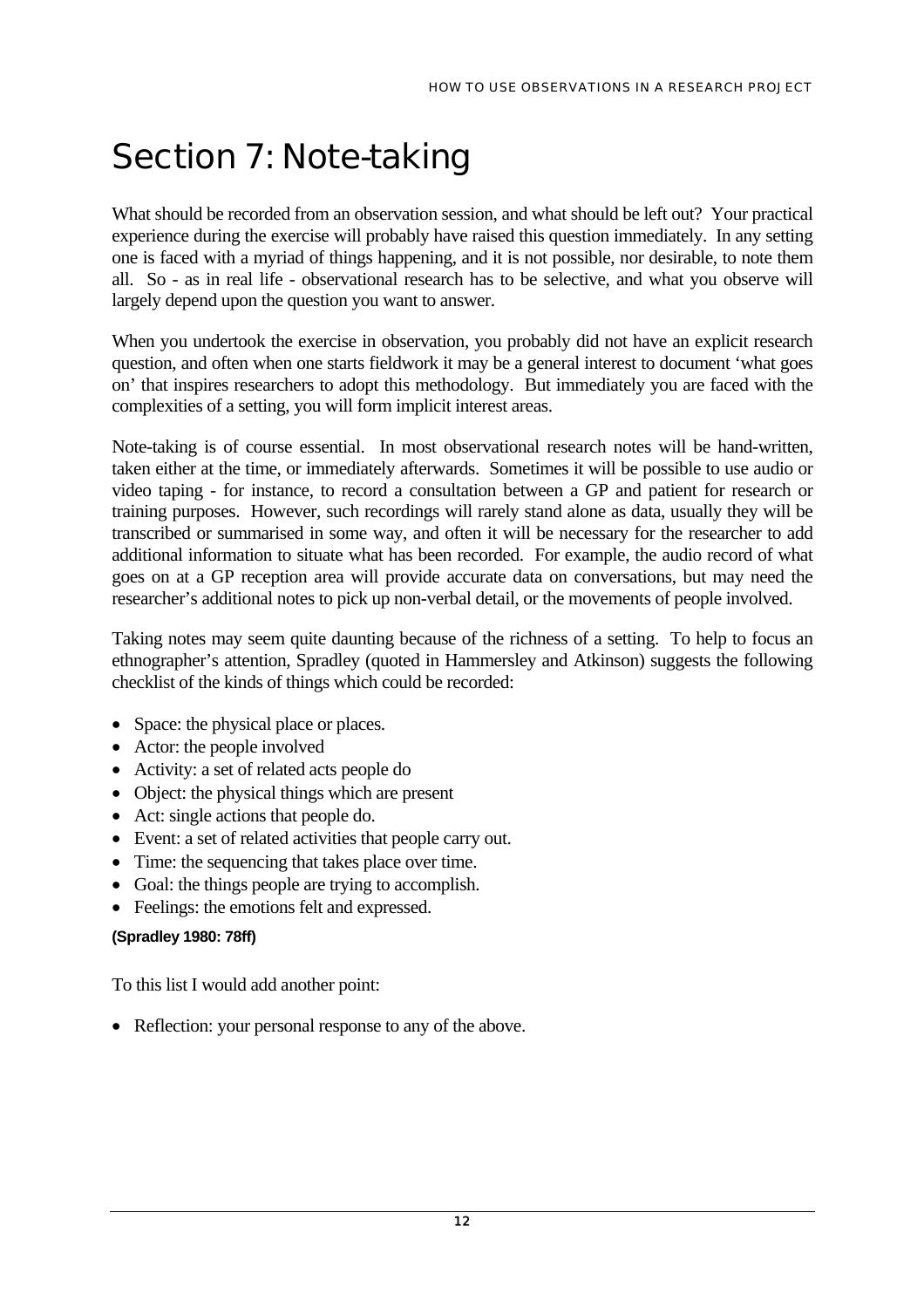# Section 7: Note-taking

What should be recorded from an observation session, and what should be left out? Your practical experience during the exercise will probably have raised this question immediately. In any setting one is faced with a myriad of things happening, and it is not possible, nor desirable, to note them all. So - as in real life - observational research has to be selective, and what you observe will largely depend upon the question you want to answer.

When you undertook the exercise in observation, you probably did not have an explicit research question, and often when one starts fieldwork it may be a general interest to document 'what goes on' that inspires researchers to adopt this methodology. But immediately you are faced with the complexities of a setting, you will form implicit interest areas.

Note-taking is of course essential. In most observational research notes will be hand-written, taken either at the time, or immediately afterwards. Sometimes it will be possible to use audio or video taping - for instance, to record a consultation between a GP and patient for research or training purposes. However, such recordings will rarely stand alone as data, usually they will be transcribed or summarised in some way, and often it will be necessary for the researcher to add additional information to situate what has been recorded. For example, the audio record of what goes on at a GP reception area will provide accurate data on conversations, but may need the researcher's additional notes to pick up non-verbal detail, or the movements of people involved.

Taking notes may seem quite daunting because of the richness of a setting. To help to focus an ethnographer's attention, Spradley (quoted in Hammersley and Atkinson) suggests the following checklist of the kinds of things which could be recorded:

- Space: the physical place or places.
- Actor: the people involved
- Activity: a set of related acts people do
- Object: the physical things which are present
- Act: single actions that people do.
- Event: a set of related activities that people carry out.
- Time: the sequencing that takes place over time.
- Goal: the things people are trying to accomplish.
- Feelings: the emotions felt and expressed.

**(Spradley 1980: 78ff)**

To this list I would add another point:

- Reflection: your personal response to any of the above.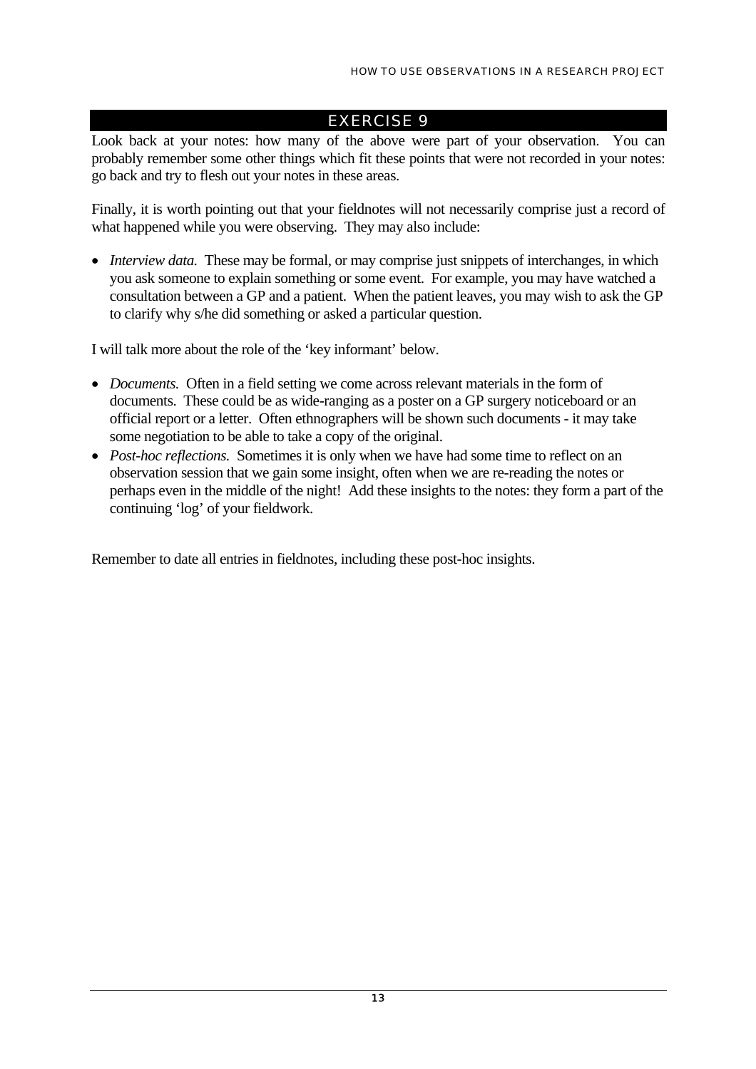## EXERCISE 9

Look back at your notes: how many of the above were part of your observation. You can probably remember some other things which fit these points that were not recorded in your notes: go back and try to flesh out your notes in these areas.

Finally, it is worth pointing out that your fieldnotes will not necessarily comprise just a record of what happened while you were observing. They may also include:

- *Interview data.* These may be formal, or may comprise just snippets of interchanges, in which you ask someone to explain something or some event. For example, you may have watched a consultation between a GP and a patient. When the patient leaves, you may wish to ask the GP to clarify why s/he did something or asked a particular question.

I will talk more about the role of the 'key informant' below.

- *Documents.* Often in a field setting we come across relevant materials in the form of documents. These could be as wide-ranging as a poster on a GP surgery noticeboard or an official report or a letter. Often ethnographers will be shown such documents - it may take some negotiation to be able to take a copy of the original.
- *Post-hoc reflections.* Sometimes it is only when we have had some time to reflect on an observation session that we gain some insight, often when we are re-reading the notes or perhaps even in the middle of the night! Add these insights to the notes: they form a part of the continuing 'log' of your fieldwork.

Remember to date all entries in fieldnotes, including these post-hoc insights.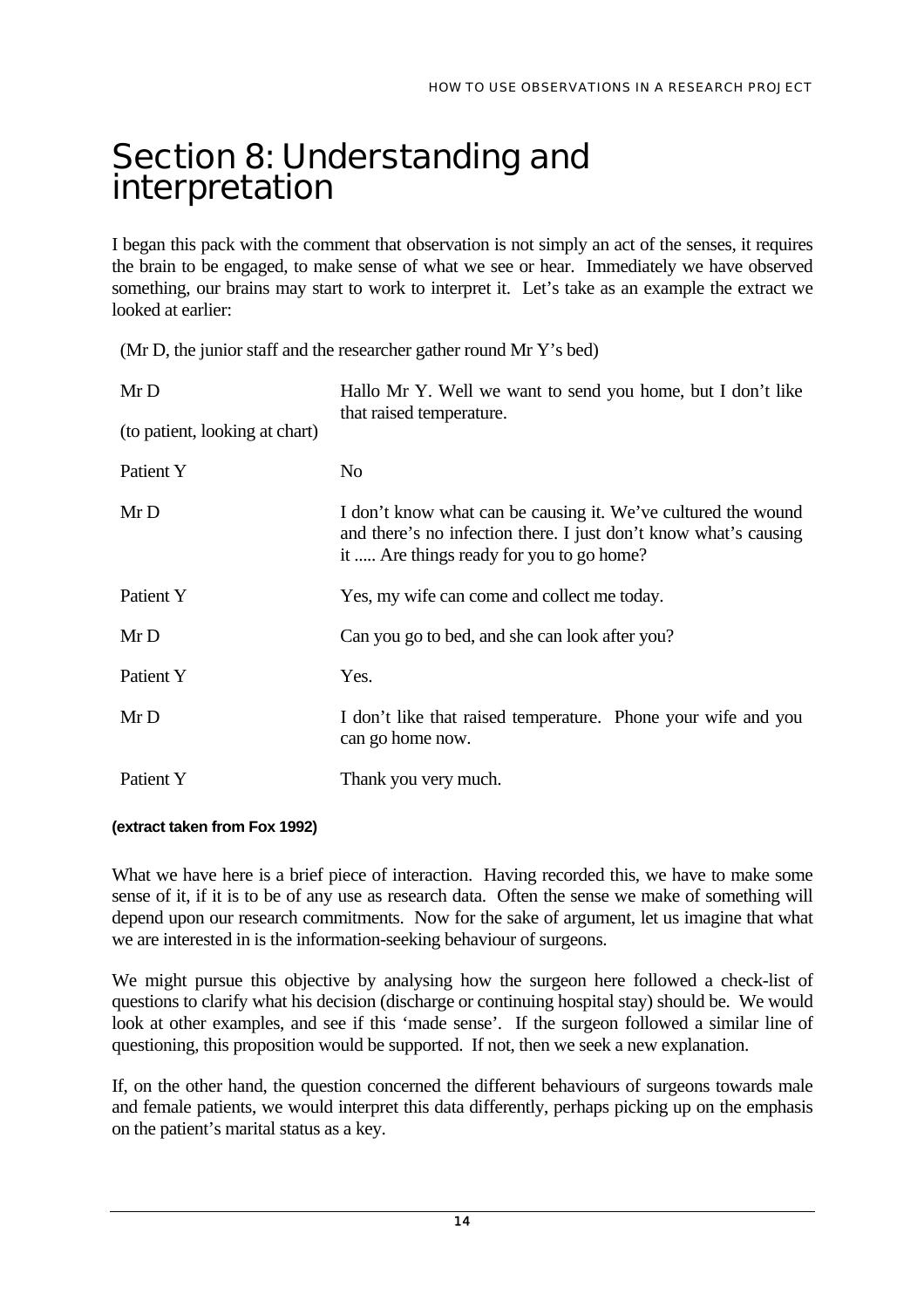# Section 8: Understanding and interpretation

I began this pack with the comment that observation is not simply an act of the senses, it requires the brain to be engaged, to make sense of what we see or hear. Immediately we have observed something, our brains may start to work to interpret it. Let's take as an example the extract we looked at earlier:

(Mr D, the junior staff and the researcher gather round Mr Y's bed)

| | |
|---|---|
| Mr D (to patient, looking at chart) | Hallo Mr Y. Well we want to send you home, but I don't like that raised temperature. |
| Patient Y | No |
| Mr D | I don't know what can be causing it. We've cultured the wound and there's no infection there. I just don't know what's causing it ..... Are things ready for you to go home? |
| Patient Y | Yes, my wife can come and collect me today. |
| Mr D | Can you go to bed, and she can look after you? |
| Patient Y | Yes. |
| Mr D | I don't like that raised temperature. Phone your wife and you can go home now. |
| Patient Y | Thank you very much. |

**(extract taken from Fox 1992)**

What we have here is a brief piece of interaction. Having recorded this, we have to make some sense of it, if it is to be of any use as research data. Often the sense we make of something will depend upon our research commitments. Now for the sake of argument, let us imagine that what we are interested in is the information-seeking behaviour of surgeons.

We might pursue this objective by analysing how the surgeon here followed a check-list of questions to clarify what his decision (discharge or continuing hospital stay) should be. We would look at other examples, and see if this 'made sense'. If the surgeon followed a similar line of questioning, this proposition would be supported. If not, then we seek a new explanation.

If, on the other hand, the question concerned the different behaviours of surgeons towards male and female patients, we would interpret this data differently, perhaps picking up on the emphasis on the patient's marital status as a key.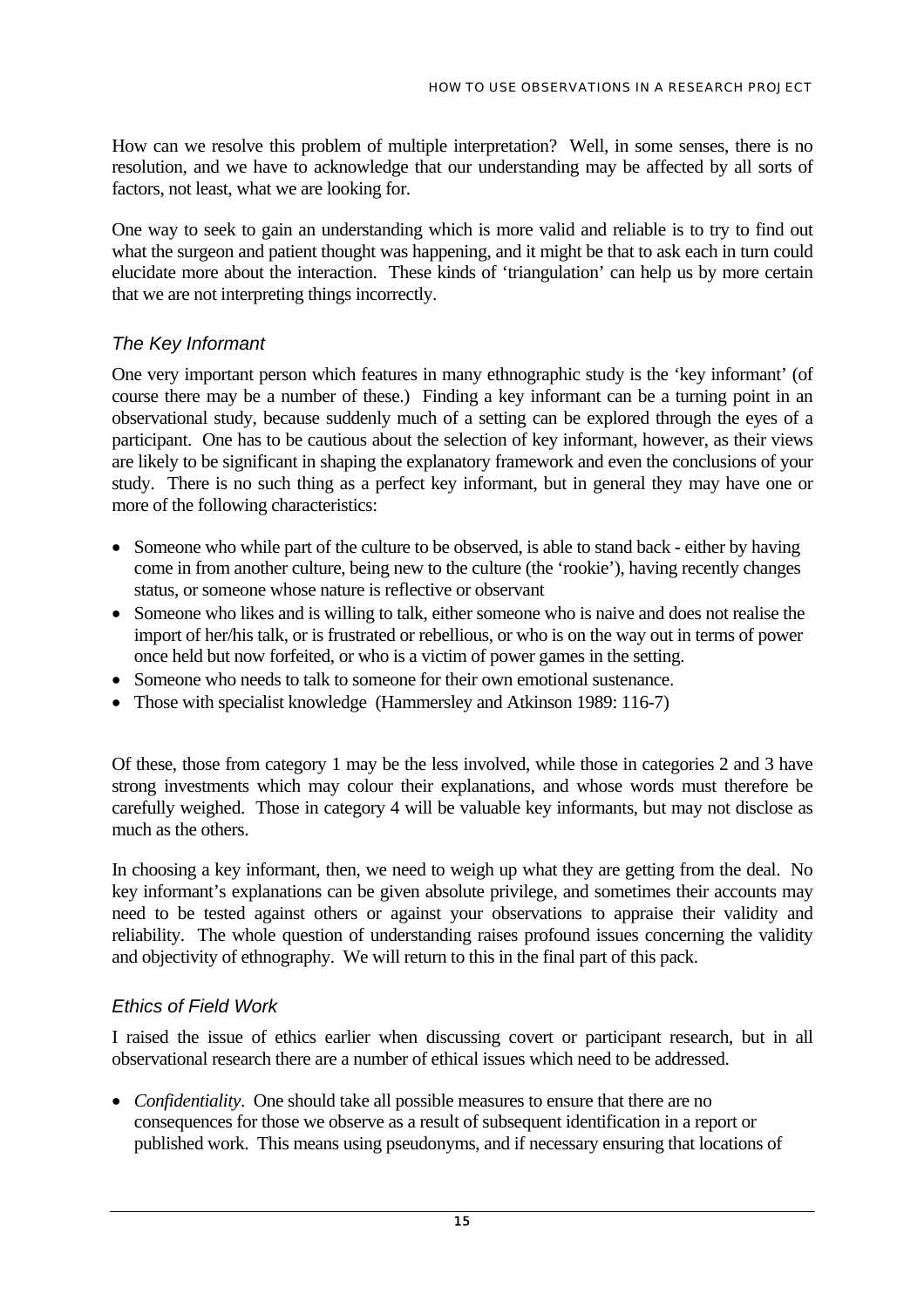How can we resolve this problem of multiple interpretation? Well, in some senses, there is no resolution, and we have to acknowledge that our understanding may be affected by all sorts of factors, not least, what we are looking for.

One way to seek to gain an understanding which is more valid and reliable is to try to find out what the surgeon and patient thought was happening, and it might be that to ask each in turn could elucidate more about the interaction. These kinds of 'triangulation' can help us by more certain that we are not interpreting things incorrectly.

### *The Key Informant*

One very important person which features in many ethnographic study is the 'key informant' (of course there may be a number of these.) Finding a key informant can be a turning point in an observational study, because suddenly much of a setting can be explored through the eyes of a participant. One has to be cautious about the selection of key informant, however, as their views are likely to be significant in shaping the explanatory framework and even the conclusions of your study. There is no such thing as a perfect key informant, but in general they may have one or more of the following characteristics:

- Someone who while part of the culture to be observed, is able to stand back - either by having come in from another culture, being new to the culture (the 'rookie'), having recently changes status, or someone whose nature is reflective or observant
- Someone who likes and is willing to talk, either someone who is naive and does not realise the import of her/his talk, or is frustrated or rebellious, or who is on the way out in terms of power once held but now forfeited, or who is a victim of power games in the setting.
- Someone who needs to talk to someone for their own emotional sustenance.
- Those with specialist knowledge (Hammersley and Atkinson 1989: 116-7)

Of these, those from category 1 may be the less involved, while those in categories 2 and 3 have strong investments which may colour their explanations, and whose words must therefore be carefully weighed. Those in category 4 will be valuable key informants, but may not disclose as much as the others.

In choosing a key informant, then, we need to weigh up what they are getting from the deal. No key informant's explanations can be given absolute privilege, and sometimes their accounts may need to be tested against others or against your observations to appraise their validity and reliability. The whole question of understanding raises profound issues concerning the validity and objectivity of ethnography. We will return to this in the final part of this pack.

### *Ethics of Field Work*

I raised the issue of ethics earlier when discussing covert or participant research, but in all observational research there are a number of ethical issues which need to be addressed.

- *Confidentiality*. One should take all possible measures to ensure that there are no consequences for those we observe as a result of subsequent identification in a report or published work. This means using pseudonyms, and if necessary ensuring that locations of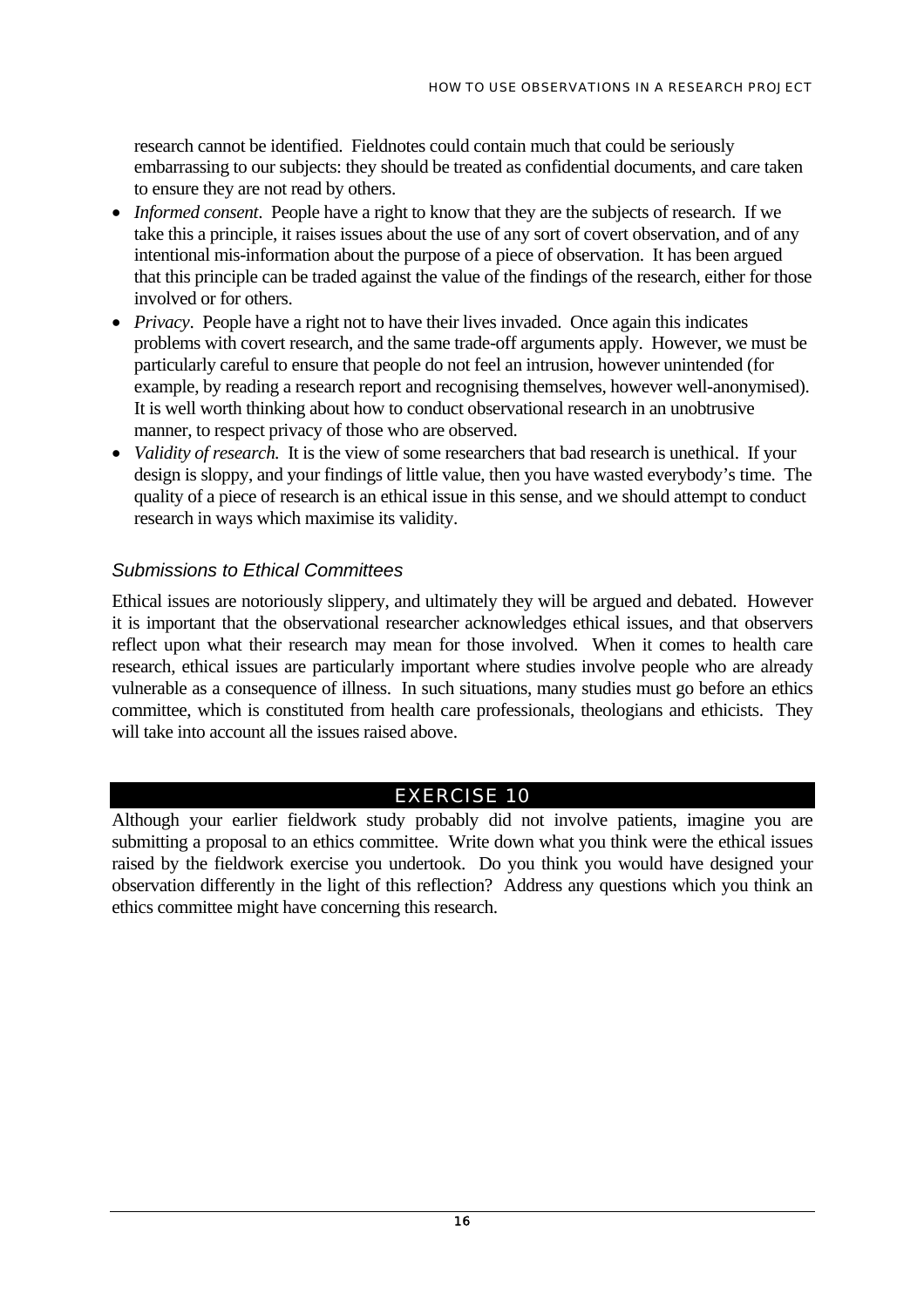research cannot be identified. Fieldnotes could contain much that could be seriously embarrassing to our subjects: they should be treated as confidential documents, and care taken to ensure they are not read by others.

- *Informed consent*. People have a right to know that they are the subjects of research. If we take this a principle, it raises issues about the use of any sort of covert observation, and of any intentional mis-information about the purpose of a piece of observation. It has been argued that this principle can be traded against the value of the findings of the research, either for those involved or for others.
- *Privacy*. People have a right not to have their lives invaded. Once again this indicates problems with covert research, and the same trade-off arguments apply. However, we must be particularly careful to ensure that people do not feel an intrusion, however unintended (for example, by reading a research report and recognising themselves, however well-anonymised). It is well worth thinking about how to conduct observational research in an unobtrusive manner, to respect privacy of those who are observed.
- *Validity of research.* It is the view of some researchers that bad research is unethical. If your design is sloppy, and your findings of little value, then you have wasted everybody's time. The quality of a piece of research is an ethical issue in this sense, and we should attempt to conduct research in ways which maximise its validity.

### *Submissions to Ethical Committees*

Ethical issues are notoriously slippery, and ultimately they will be argued and debated. However it is important that the observational researcher acknowledges ethical issues, and that observers reflect upon what their research may mean for those involved. When it comes to health care research, ethical issues are particularly important where studies involve people who are already vulnerable as a consequence of illness. In such situations, many studies must go before an ethics committee, which is constituted from health care professionals, theologians and ethicists. They will take into account all the issues raised above.

## EXERCISE 10

Although your earlier fieldwork study probably did not involve patients, imagine you are submitting a proposal to an ethics committee. Write down what you think were the ethical issues raised by the fieldwork exercise you undertook. Do you think you would have designed your observation differently in the light of this reflection? Address any questions which you think an ethics committee might have concerning this research.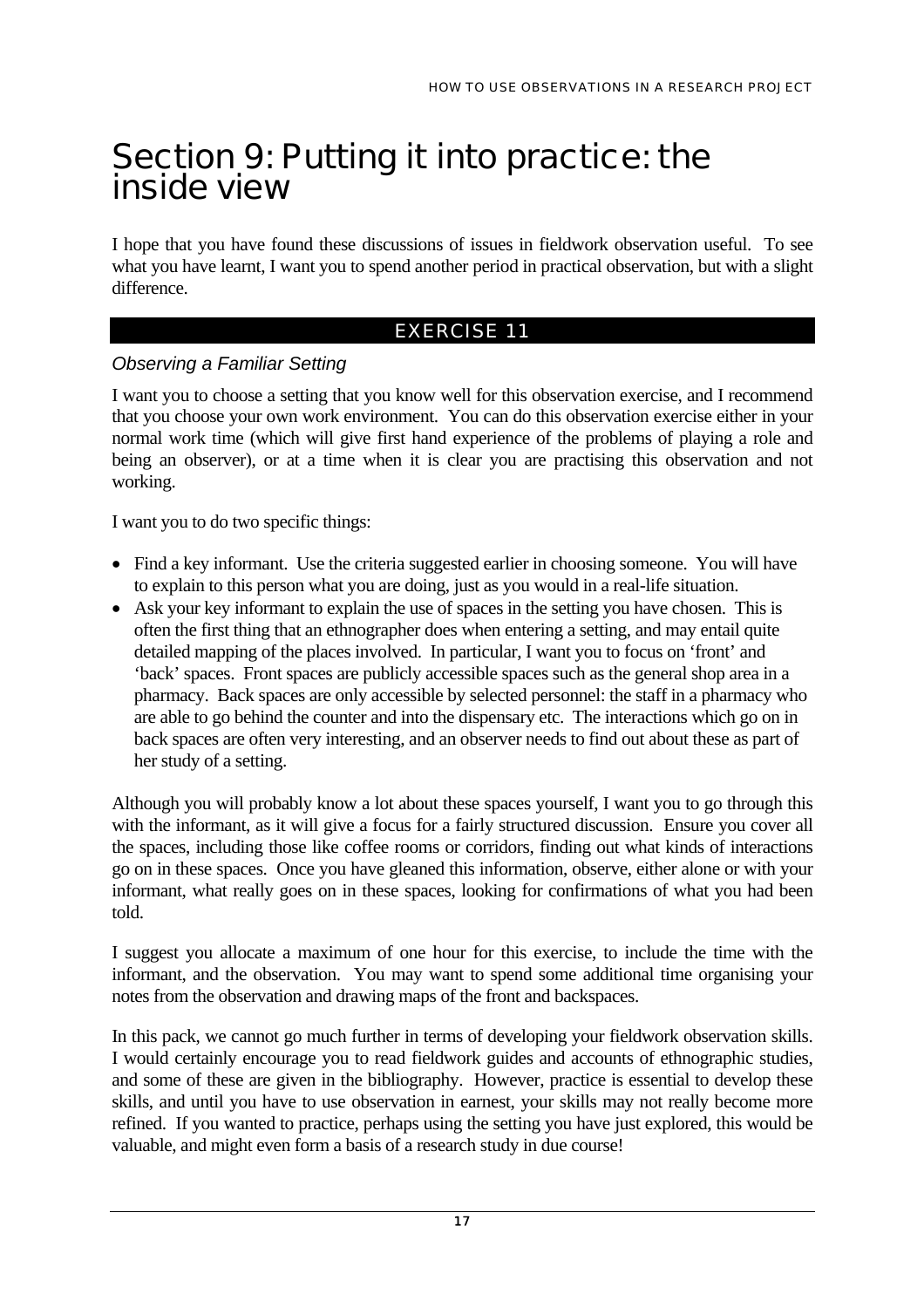# Section 9: Putting it into practice: the inside view

I hope that you have found these discussions of issues in fieldwork observation useful. To see what you have learnt, I want you to spend another period in practical observation, but with a slight difference.

## EXERCISE 11

### *Observing a Familiar Setting*

I want you to choose a setting that you know well for this observation exercise, and I recommend that you choose your own work environment. You can do this observation exercise either in your normal work time (which will give first hand experience of the problems of playing a role and being an observer), or at a time when it is clear you are practising this observation and not working.

I want you to do two specific things:

- Find a key informant. Use the criteria suggested earlier in choosing someone. You will have to explain to this person what you are doing, just as you would in a real-life situation.
- Ask your key informant to explain the use of spaces in the setting you have chosen. This is often the first thing that an ethnographer does when entering a setting, and may entail quite detailed mapping of the places involved. In particular, I want you to focus on 'front' and 'back' spaces. Front spaces are publicly accessible spaces such as the general shop area in a pharmacy. Back spaces are only accessible by selected personnel: the staff in a pharmacy who are able to go behind the counter and into the dispensary etc. The interactions which go on in back spaces are often very interesting, and an observer needs to find out about these as part of her study of a setting.

Although you will probably know a lot about these spaces yourself, I want you to go through this with the informant, as it will give a focus for a fairly structured discussion. Ensure you cover all the spaces, including those like coffee rooms or corridors, finding out what kinds of interactions go on in these spaces. Once you have gleaned this information, observe, either alone or with your informant, what really goes on in these spaces, looking for confirmations of what you had been told.

I suggest you allocate a maximum of one hour for this exercise, to include the time with the informant, and the observation. You may want to spend some additional time organising your notes from the observation and drawing maps of the front and backspaces.

In this pack, we cannot go much further in terms of developing your fieldwork observation skills. I would certainly encourage you to read fieldwork guides and accounts of ethnographic studies, and some of these are given in the bibliography. However, practice is essential to develop these skills, and until you have to use observation in earnest, your skills may not really become more refined. If you wanted to practice, perhaps using the setting you have just explored, this would be valuable, and might even form a basis of a research study in due course!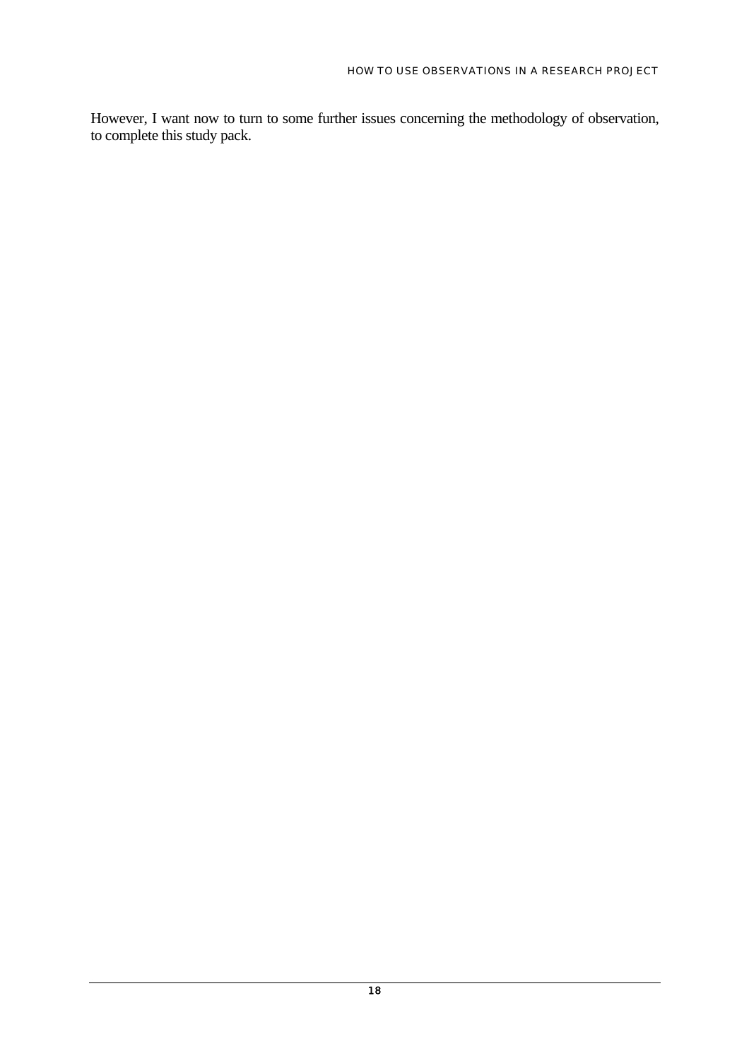However, I want now to turn to some further issues concerning the methodology of observation, to complete this study pack.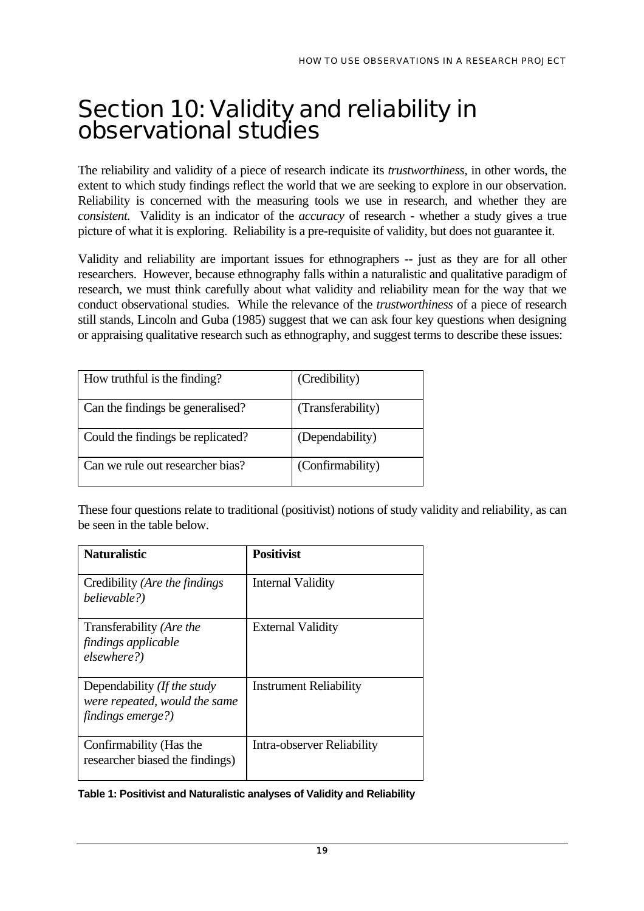# Section 10: Validity and reliability in observational studies

The reliability and validity of a piece of research indicate its *trustworthiness*, in other words, the extent to which study findings reflect the world that we are seeking to explore in our observation. Reliability is concerned with the measuring tools we use in research, and whether they are *consistent.* Validity is an indicator of the *accuracy* of research - whether a study gives a true picture of what it is exploring. Reliability is a pre-requisite of validity, but does not guarantee it.

Validity and reliability are important issues for ethnographers -- just as they are for all other researchers. However, because ethnography falls within a naturalistic and qualitative paradigm of research, we must think carefully about what validity and reliability mean for the way that we conduct observational studies. While the relevance of the *trustworthiness* of a piece of research still stands, Lincoln and Guba (1985) suggest that we can ask four key questions when designing or appraising qualitative research such as ethnography, and suggest terms to describe these issues:

| | |
|---|---|
| How truthful is the finding? | (Credibility) |
| Can the findings be generalised? | (Transferability) |
| Could the findings be replicated? | (Dependability) |
| Can we rule out researcher bias? | (Confirmability) |

These four questions relate to traditional (positivist) notions of study validity and reliability, as can be seen in the table below.

| **Naturalistic** | **Positivist** |
|---|---|
| Credibility *(Are the findings believable?)* | Internal Validity |
| Transferability *(Are the findings applicable elsewhere?)* | External Validity |
| Dependability *(If the study were repeated, would the same findings emerge?)* | Instrument Reliability |
| Confirmability (Has the researcher biased the findings) | Intra-observer Reliability |

**Table 1: Positivist and Naturalistic analyses of Validity and Reliability**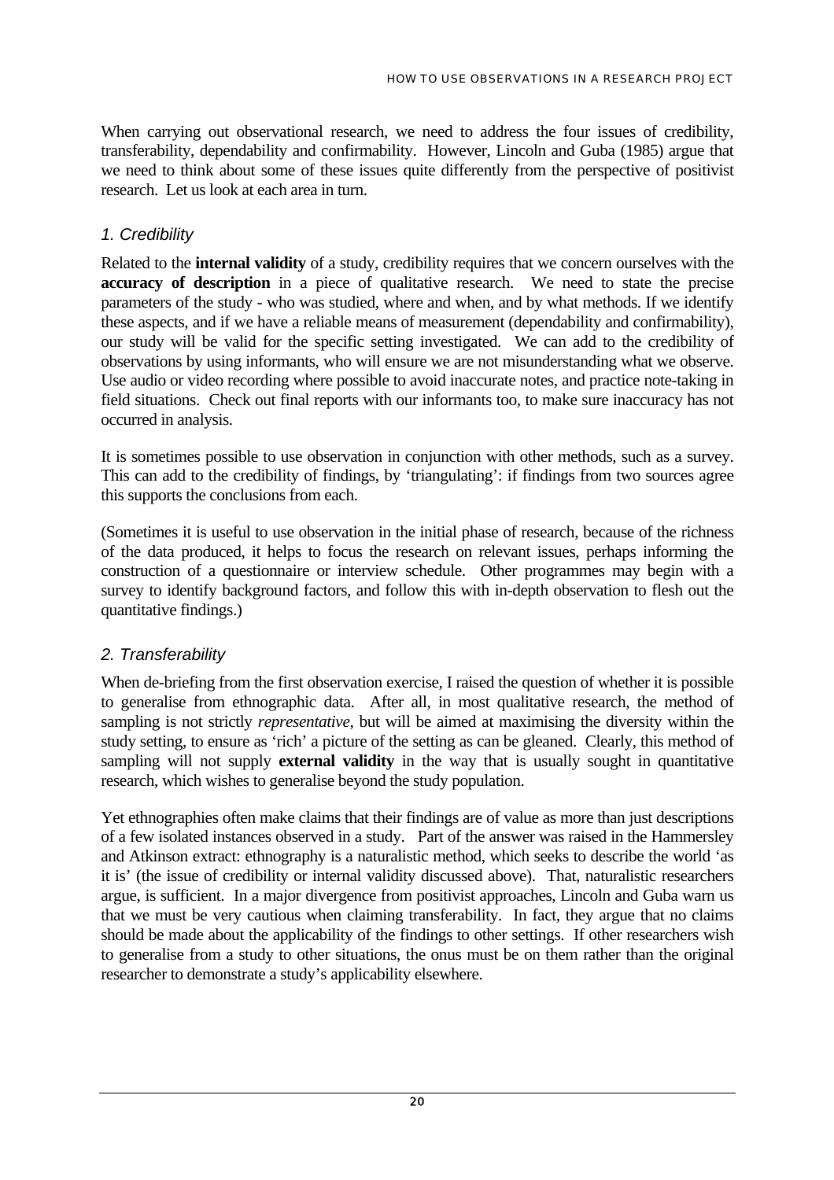When carrying out observational research, we need to address the four issues of credibility, transferability, dependability and confirmability. However, Lincoln and Guba (1985) argue that we need to think about some of these issues quite differently from the perspective of positivist research. Let us look at each area in turn.

### *1. Credibility*

Related to the **internal validity** of a study, credibility requires that we concern ourselves with the **accuracy of description** in a piece of qualitative research. We need to state the precise parameters of the study - who was studied, where and when, and by what methods. If we identify these aspects, and if we have a reliable means of measurement (dependability and confirmability), our study will be valid for the specific setting investigated. We can add to the credibility of observations by using informants, who will ensure we are not misunderstanding what we observe. Use audio or video recording where possible to avoid inaccurate notes, and practice note-taking in field situations. Check out final reports with our informants too, to make sure inaccuracy has not occurred in analysis.

It is sometimes possible to use observation in conjunction with other methods, such as a survey. This can add to the credibility of findings, by 'triangulating': if findings from two sources agree this supports the conclusions from each.

(Sometimes it is useful to use observation in the initial phase of research, because of the richness of the data produced, it helps to focus the research on relevant issues, perhaps informing the construction of a questionnaire or interview schedule. Other programmes may begin with a survey to identify background factors, and follow this with in-depth observation to flesh out the quantitative findings.)

### *2. Transferability*

When de-briefing from the first observation exercise, I raised the question of whether it is possible to generalise from ethnographic data. After all, in most qualitative research, the method of sampling is not strictly *representative*, but will be aimed at maximising the diversity within the study setting, to ensure as 'rich' a picture of the setting as can be gleaned. Clearly, this method of sampling will not supply **external validity** in the way that is usually sought in quantitative research, which wishes to generalise beyond the study population.

Yet ethnographies often make claims that their findings are of value as more than just descriptions of a few isolated instances observed in a study. Part of the answer was raised in the Hammersley and Atkinson extract: ethnography is a naturalistic method, which seeks to describe the world 'as it is' (the issue of credibility or internal validity discussed above). That, naturalistic researchers argue, is sufficient. In a major divergence from positivist approaches, Lincoln and Guba warn us that we must be very cautious when claiming transferability. In fact, they argue that no claims should be made about the applicability of the findings to other settings. If other researchers wish to generalise from a study to other situations, the onus must be on them rather than the original researcher to demonstrate a study's applicability elsewhere.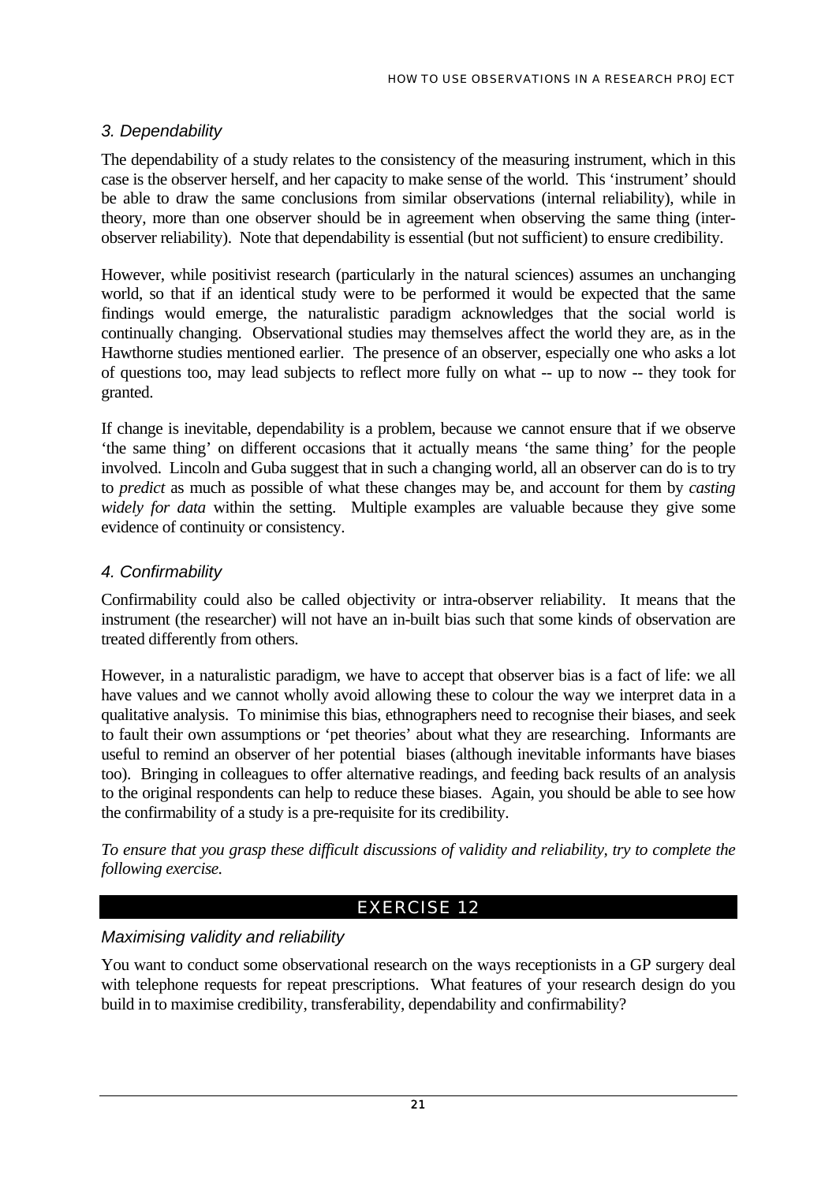### *3. Dependability*

The dependability of a study relates to the consistency of the measuring instrument, which in this case is the observer herself, and her capacity to make sense of the world. This 'instrument' should be able to draw the same conclusions from similar observations (internal reliability), while in theory, more than one observer should be in agreement when observing the same thing (inter-observer reliability). Note that dependability is essential (but not sufficient) to ensure credibility.

However, while positivist research (particularly in the natural sciences) assumes an unchanging world, so that if an identical study were to be performed it would be expected that the same findings would emerge, the naturalistic paradigm acknowledges that the social world is continually changing. Observational studies may themselves affect the world they are, as in the Hawthorne studies mentioned earlier. The presence of an observer, especially one who asks a lot of questions too, may lead subjects to reflect more fully on what -- up to now -- they took for granted.

If change is inevitable, dependability is a problem, because we cannot ensure that if we observe 'the same thing' on different occasions that it actually means 'the same thing' for the people involved. Lincoln and Guba suggest that in such a changing world, all an observer can do is to try to *predict* as much as possible of what these changes may be, and account for them by *casting widely for data* within the setting. Multiple examples are valuable because they give some evidence of continuity or consistency.

### *4. Confirmability*

Confirmability could also be called objectivity or intra-observer reliability. It means that the instrument (the researcher) will not have an in-built bias such that some kinds of observation are treated differently from others.

However, in a naturalistic paradigm, we have to accept that observer bias is a fact of life: we all have values and we cannot wholly avoid allowing these to colour the way we interpret data in a qualitative analysis. To minimise this bias, ethnographers need to recognise their biases, and seek to fault their own assumptions or 'pet theories' about what they are researching. Informants are useful to remind an observer of her potential biases (although inevitable informants have biases too). Bringing in colleagues to offer alternative readings, and feeding back results of an analysis to the original respondents can help to reduce these biases. Again, you should be able to see how the confirmability of a study is a pre-requisite for its credibility.

*To ensure that you grasp these difficult discussions of validity and reliability, try to complete the following exercise.*

## EXERCISE 12

### *Maximising validity and reliability*

You want to conduct some observational research on the ways receptionists in a GP surgery deal with telephone requests for repeat prescriptions. What features of your research design do you build in to maximise credibility, transferability, dependability and confirmability?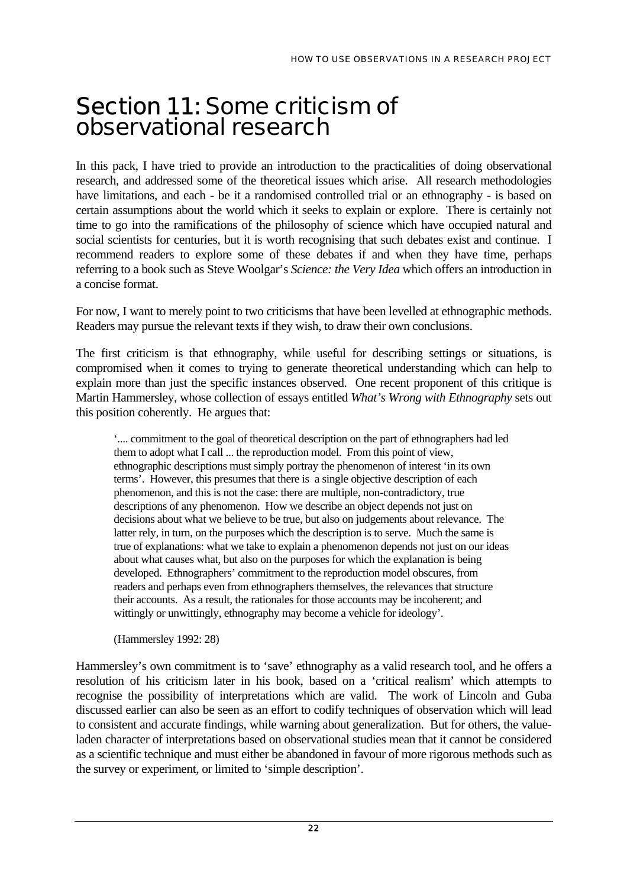# Section 11: Some criticism of observational research

In this pack, I have tried to provide an introduction to the practicalities of doing observational research, and addressed some of the theoretical issues which arise. All research methodologies have limitations, and each - be it a randomised controlled trial or an ethnography - is based on certain assumptions about the world which it seeks to explain or explore. There is certainly not time to go into the ramifications of the philosophy of science which have occupied natural and social scientists for centuries, but it is worth recognising that such debates exist and continue. I recommend readers to explore some of these debates if and when they have time, perhaps referring to a book such as Steve Woolgar's *Science: the Very Idea* which offers an introduction in a concise format.

For now, I want to merely point to two criticisms that have been levelled at ethnographic methods. Readers may pursue the relevant texts if they wish, to draw their own conclusions.

The first criticism is that ethnography, while useful for describing settings or situations, is compromised when it comes to trying to generate theoretical understanding which can help to explain more than just the specific instances observed. One recent proponent of this critique is Martin Hammersley, whose collection of essays entitled *What's Wrong with Ethnography* sets out this position coherently. He argues that:

> '.... commitment to the goal of theoretical description on the part of ethnographers had led them to adopt what I call ... the reproduction model. From this point of view, ethnographic descriptions must simply portray the phenomenon of interest 'in its own terms'. However, this presumes that there is a single objective description of each phenomenon, and this is not the case: there are multiple, non-contradictory, true descriptions of any phenomenon. How we describe an object depends not just on decisions about what we believe to be true, but also on judgements about relevance. The latter rely, in turn, on the purposes which the description is to serve. Much the same is true of explanations: what we take to explain a phenomenon depends not just on our ideas about what causes what, but also on the purposes for which the explanation is being developed. Ethnographers' commitment to the reproduction model obscures, from readers and perhaps even from ethnographers themselves, the relevances that structure their accounts. As a result, the rationales for those accounts may be incoherent; and wittingly or unwittingly, ethnography may become a vehicle for ideology'.
>
> (Hammersley 1992: 28)

Hammersley's own commitment is to 'save' ethnography as a valid research tool, and he offers a resolution of his criticism later in his book, based on a 'critical realism' which attempts to recognise the possibility of interpretations which are valid. The work of Lincoln and Guba discussed earlier can also be seen as an effort to codify techniques of observation which will lead to consistent and accurate findings, while warning about generalization. But for others, the value-laden character of interpretations based on observational studies mean that it cannot be considered as a scientific technique and must either be abandoned in favour of more rigorous methods such as the survey or experiment, or limited to 'simple description'.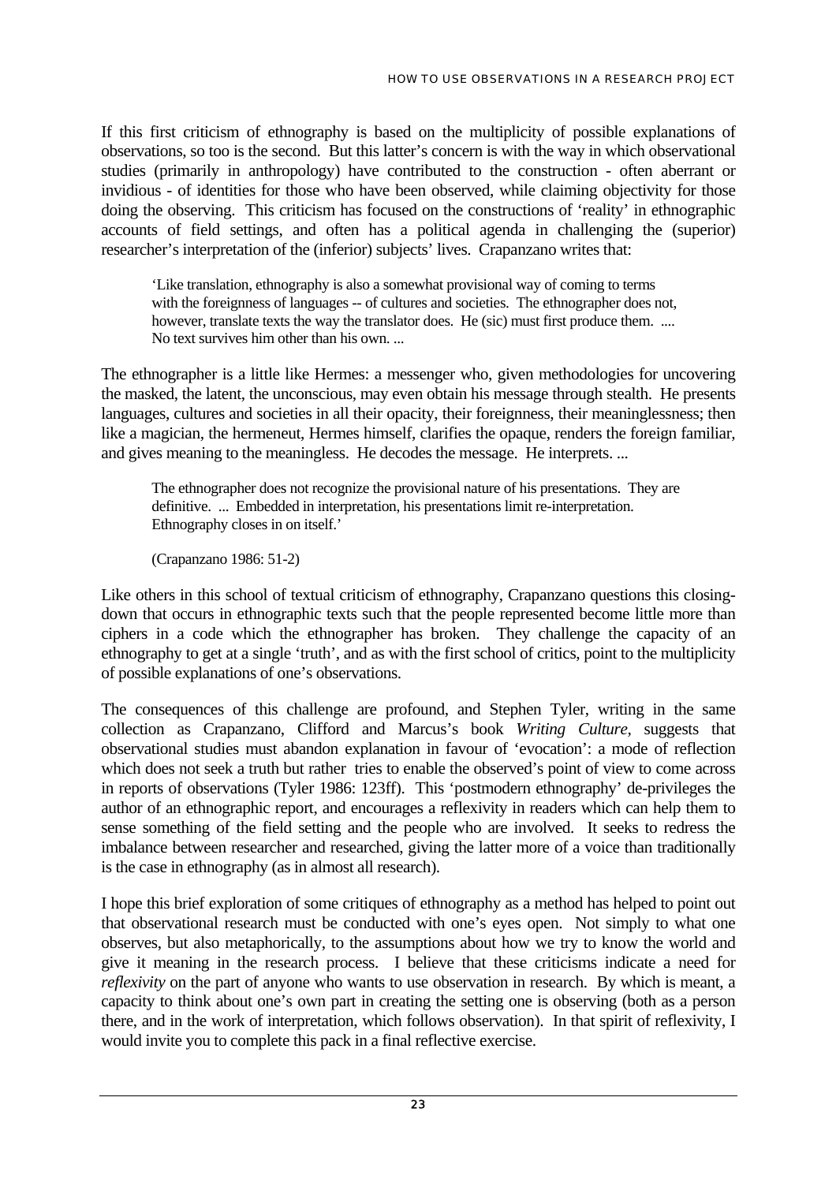If this first criticism of ethnography is based on the multiplicity of possible explanations of observations, so too is the second. But this latter's concern is with the way in which observational studies (primarily in anthropology) have contributed to the construction - often aberrant or invidious - of identities for those who have been observed, while claiming objectivity for those doing the observing. This criticism has focused on the constructions of 'reality' in ethnographic accounts of field settings, and often has a political agenda in challenging the (superior) researcher's interpretation of the (inferior) subjects' lives. Crapanzano writes that:

> 'Like translation, ethnography is also a somewhat provisional way of coming to terms with the foreignness of languages -- of cultures and societies. The ethnographer does not, however, translate texts the way the translator does. He (sic) must first produce them. .... No text survives him other than his own. ...

The ethnographer is a little like Hermes: a messenger who, given methodologies for uncovering the masked, the latent, the unconscious, may even obtain his message through stealth. He presents languages, cultures and societies in all their opacity, their foreignness, their meaninglessness; then like a magician, the hermeneut, Hermes himself, clarifies the opaque, renders the foreign familiar, and gives meaning to the meaningless. He decodes the message. He interprets. ...

> The ethnographer does not recognize the provisional nature of his presentations. They are definitive. ... Embedded in interpretation, his presentations limit re-interpretation. Ethnography closes in on itself.'
>
> (Crapanzano 1986: 51-2)

Like others in this school of textual criticism of ethnography, Crapanzano questions this closing-down that occurs in ethnographic texts such that the people represented become little more than ciphers in a code which the ethnographer has broken. They challenge the capacity of an ethnography to get at a single 'truth', and as with the first school of critics, point to the multiplicity of possible explanations of one's observations.

The consequences of this challenge are profound, and Stephen Tyler, writing in the same collection as Crapanzano, Clifford and Marcus's book *Writing Culture*, suggests that observational studies must abandon explanation in favour of 'evocation': a mode of reflection which does not seek a truth but rather tries to enable the observed's point of view to come across in reports of observations (Tyler 1986: 123ff). This 'postmodern ethnography' de-privileges the author of an ethnographic report, and encourages a reflexivity in readers which can help them to sense something of the field setting and the people who are involved. It seeks to redress the imbalance between researcher and researched, giving the latter more of a voice than traditionally is the case in ethnography (as in almost all research).

I hope this brief exploration of some critiques of ethnography as a method has helped to point out that observational research must be conducted with one's eyes open. Not simply to what one observes, but also metaphorically, to the assumptions about how we try to know the world and give it meaning in the research process. I believe that these criticisms indicate a need for *reflexivity* on the part of anyone who wants to use observation in research. By which is meant, a capacity to think about one's own part in creating the setting one is observing (both as a person there, and in the work of interpretation, which follows observation). In that spirit of reflexivity, I would invite you to complete this pack in a final reflective exercise.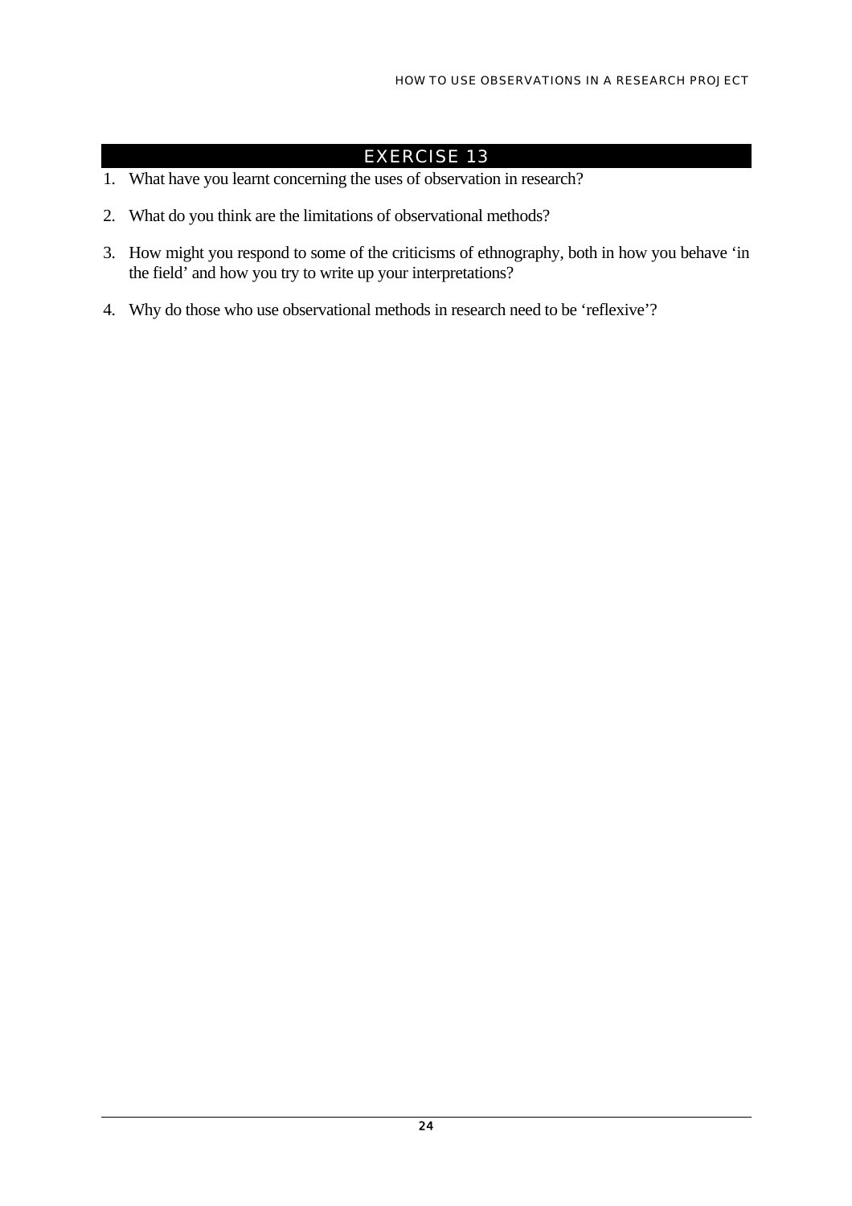## EXERCISE 13

1. What have you learnt concerning the uses of observation in research?
2. What do you think are the limitations of observational methods?
3. How might you respond to some of the criticisms of ethnography, both in how you behave 'in the field' and how you try to write up your interpretations?
4. Why do those who use observational methods in research need to be 'reflexive'?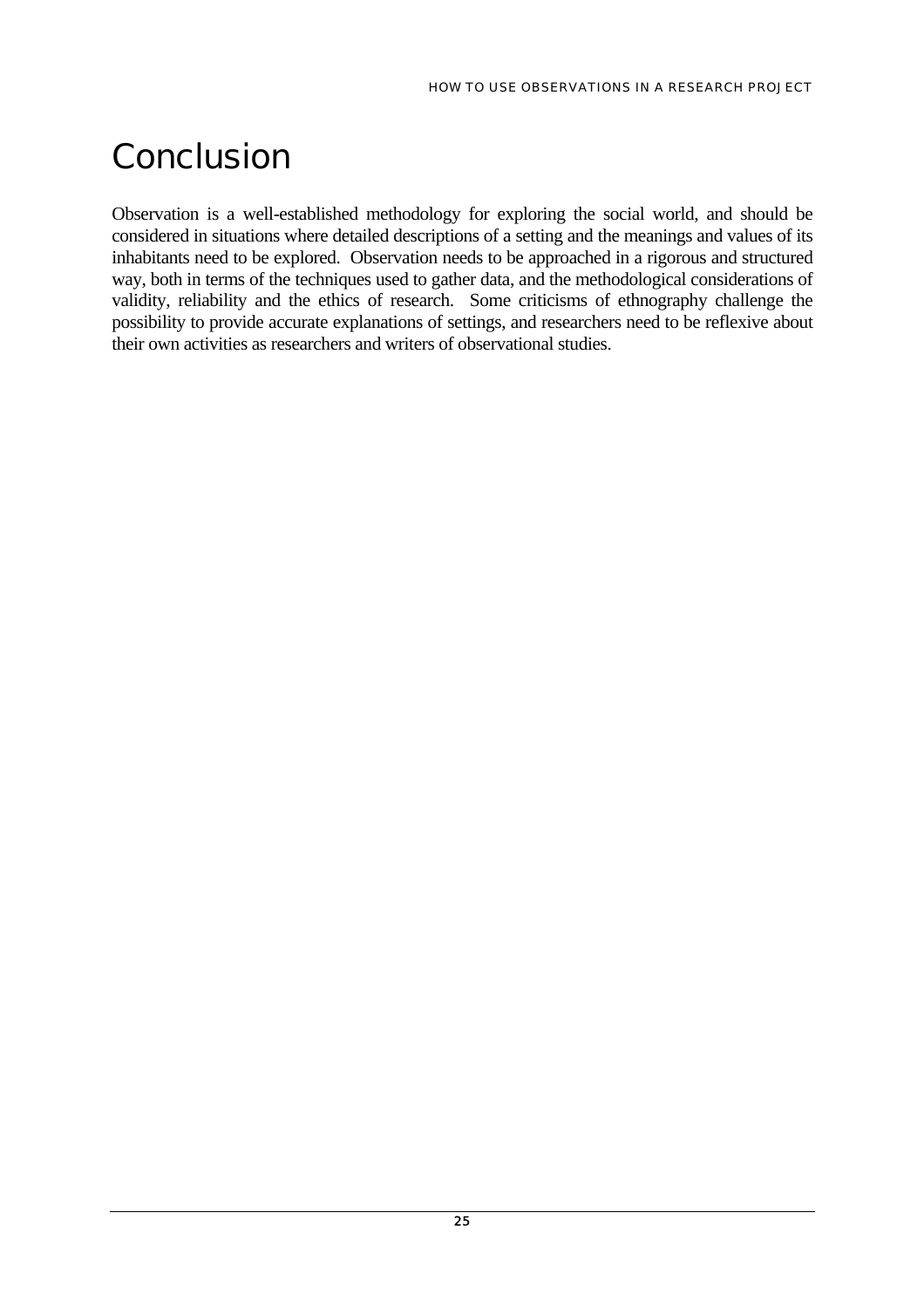# Conclusion

Observation is a well-established methodology for exploring the social world, and should be considered in situations where detailed descriptions of a setting and the meanings and values of its inhabitants need to be explored. Observation needs to be approached in a rigorous and structured way, both in terms of the techniques used to gather data, and the methodological considerations of validity, reliability and the ethics of research. Some criticisms of ethnography challenge the possibility to provide accurate explanations of settings, and researchers need to be reflexive about their own activities as researchers and writers of observational studies.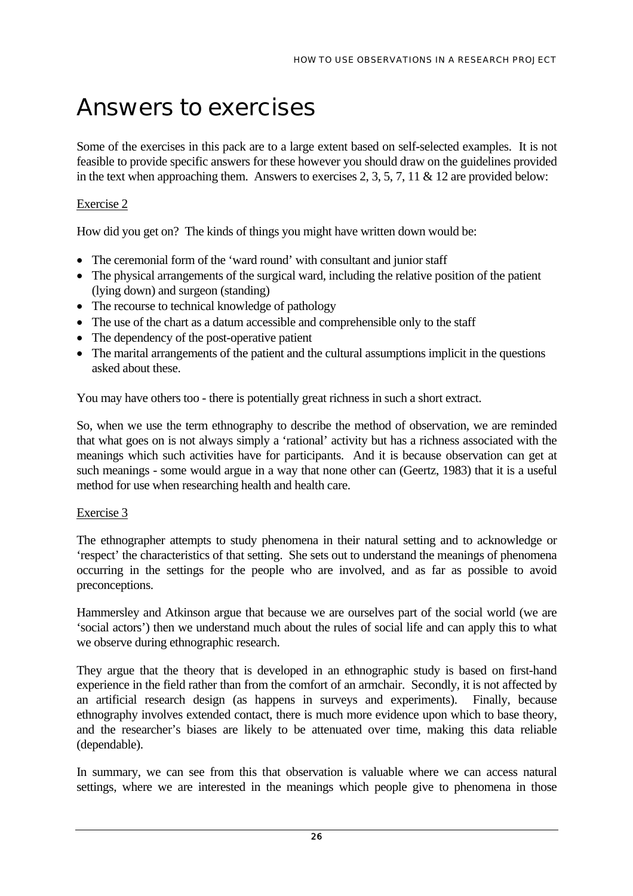# Answers to exercises

Some of the exercises in this pack are to a large extent based on self-selected examples. It is not feasible to provide specific answers for these however you should draw on the guidelines provided in the text when approaching them. Answers to exercises 2, 3, 5, 7, 11 & 12 are provided below:

Exercise 2

How did you get on? The kinds of things you might have written down would be:

- The ceremonial form of the 'ward round' with consultant and junior staff
- The physical arrangements of the surgical ward, including the relative position of the patient (lying down) and surgeon (standing)
- The recourse to technical knowledge of pathology
- The use of the chart as a datum accessible and comprehensible only to the staff
- The dependency of the post-operative patient
- The marital arrangements of the patient and the cultural assumptions implicit in the questions asked about these.

You may have others too - there is potentially great richness in such a short extract.

So, when we use the term ethnography to describe the method of observation, we are reminded that what goes on is not always simply a 'rational' activity but has a richness associated with the meanings which such activities have for participants. And it is because observation can get at such meanings - some would argue in a way that none other can (Geertz, 1983) that it is a useful method for use when researching health and health care.

Exercise 3

The ethnographer attempts to study phenomena in their natural setting and to acknowledge or 'respect' the characteristics of that setting. She sets out to understand the meanings of phenomena occurring in the settings for the people who are involved, and as far as possible to avoid preconceptions.

Hammersley and Atkinson argue that because we are ourselves part of the social world (we are 'social actors') then we understand much about the rules of social life and can apply this to what we observe during ethnographic research.

They argue that the theory that is developed in an ethnographic study is based on first-hand experience in the field rather than from the comfort of an armchair. Secondly, it is not affected by an artificial research design (as happens in surveys and experiments). Finally, because ethnography involves extended contact, there is much more evidence upon which to base theory, and the researcher's biases are likely to be attenuated over time, making this data reliable (dependable).

In summary, we can see from this that observation is valuable where we can access natural settings, where we are interested in the meanings which people give to phenomena in those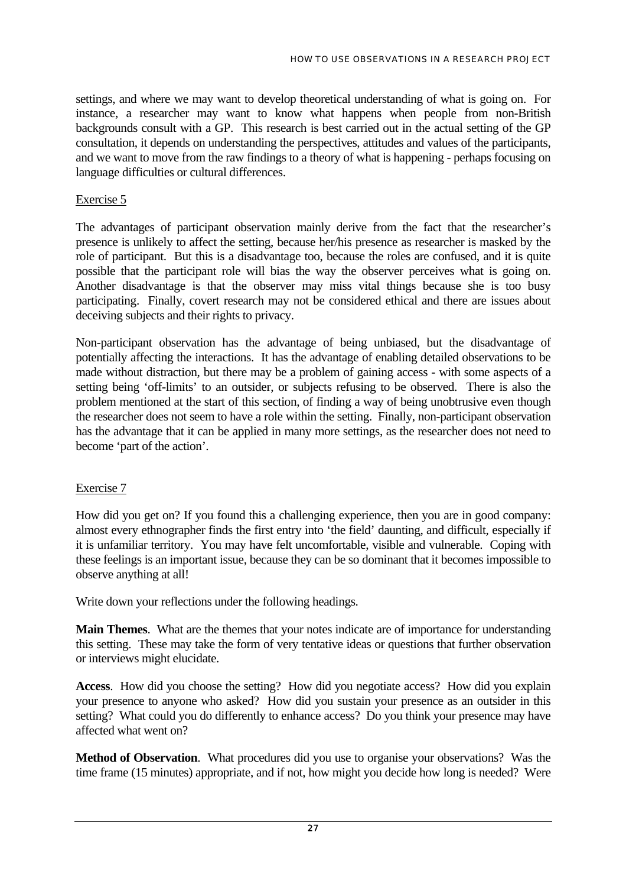settings, and where we may want to develop theoretical understanding of what is going on. For instance, a researcher may want to know what happens when people from non-British backgrounds consult with a GP. This research is best carried out in the actual setting of the GP consultation, it depends on understanding the perspectives, attitudes and values of the participants, and we want to move from the raw findings to a theory of what is happening - perhaps focusing on language difficulties or cultural differences.

<u>Exercise 5</u>

The advantages of participant observation mainly derive from the fact that the researcher's presence is unlikely to affect the setting, because her/his presence as researcher is masked by the role of participant. But this is a disadvantage too, because the roles are confused, and it is quite possible that the participant role will bias the way the observer perceives what is going on. Another disadvantage is that the observer may miss vital things because she is too busy participating. Finally, covert research may not be considered ethical and there are issues about deceiving subjects and their rights to privacy.

Non-participant observation has the advantage of being unbiased, but the disadvantage of potentially affecting the interactions. It has the advantage of enabling detailed observations to be made without distraction, but there may be a problem of gaining access - with some aspects of a setting being 'off-limits' to an outsider, or subjects refusing to be observed. There is also the problem mentioned at the start of this section, of finding a way of being unobtrusive even though the researcher does not seem to have a role within the setting. Finally, non-participant observation has the advantage that it can be applied in many more settings, as the researcher does not need to become 'part of the action'.

<u>Exercise 7</u>

How did you get on? If you found this a challenging experience, then you are in good company: almost every ethnographer finds the first entry into 'the field' daunting, and difficult, especially if it is unfamiliar territory. You may have felt uncomfortable, visible and vulnerable. Coping with these feelings is an important issue, because they can be so dominant that it becomes impossible to observe anything at all!

Write down your reflections under the following headings.

**Main Themes**. What are the themes that your notes indicate are of importance for understanding this setting. These may take the form of very tentative ideas or questions that further observation or interviews might elucidate.

**Access**. How did you choose the setting? How did you negotiate access? How did you explain your presence to anyone who asked? How did you sustain your presence as an outsider in this setting? What could you do differently to enhance access? Do you think your presence may have affected what went on?

**Method of Observation**. What procedures did you use to organise your observations? Was the time frame (15 minutes) appropriate, and if not, how might you decide how long is needed? Were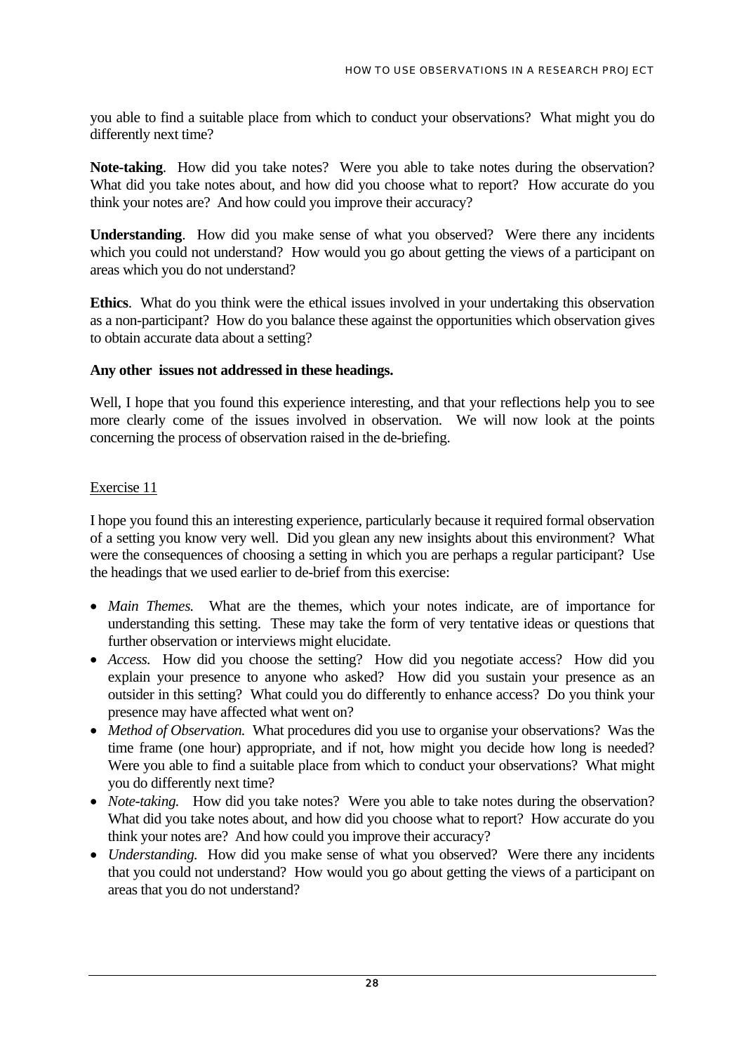you able to find a suitable place from which to conduct your observations? What might you do differently next time?

**Note-taking**. How did you take notes? Were you able to take notes during the observation? What did you take notes about, and how did you choose what to report? How accurate do you think your notes are? And how could you improve their accuracy?

**Understanding**. How did you make sense of what you observed? Were there any incidents which you could not understand? How would you go about getting the views of a participant on areas which you do not understand?

**Ethics**. What do you think were the ethical issues involved in your undertaking this observation as a non-participant? How do you balance these against the opportunities which observation gives to obtain accurate data about a setting?

**Any other issues not addressed in these headings.**

Well, I hope that you found this experience interesting, and that your reflections help you to see more clearly come of the issues involved in observation. We will now look at the points concerning the process of observation raised in the de-briefing.

Exercise 11

I hope you found this an interesting experience, particularly because it required formal observation of a setting you know very well. Did you glean any new insights about this environment? What were the consequences of choosing a setting in which you are perhaps a regular participant? Use the headings that we used earlier to de-brief from this exercise:

- *Main Themes.* What are the themes, which your notes indicate, are of importance for understanding this setting. These may take the form of very tentative ideas or questions that further observation or interviews might elucidate.
- *Access.* How did you choose the setting? How did you negotiate access? How did you explain your presence to anyone who asked? How did you sustain your presence as an outsider in this setting? What could you do differently to enhance access? Do you think your presence may have affected what went on?
- *Method of Observation.* What procedures did you use to organise your observations? Was the time frame (one hour) appropriate, and if not, how might you decide how long is needed? Were you able to find a suitable place from which to conduct your observations? What might you do differently next time?
- *Note-taking.* How did you take notes? Were you able to take notes during the observation? What did you take notes about, and how did you choose what to report? How accurate do you think your notes are? And how could you improve their accuracy?
- *Understanding.* How did you make sense of what you observed? Were there any incidents that you could not understand? How would you go about getting the views of a participant on areas that you do not understand?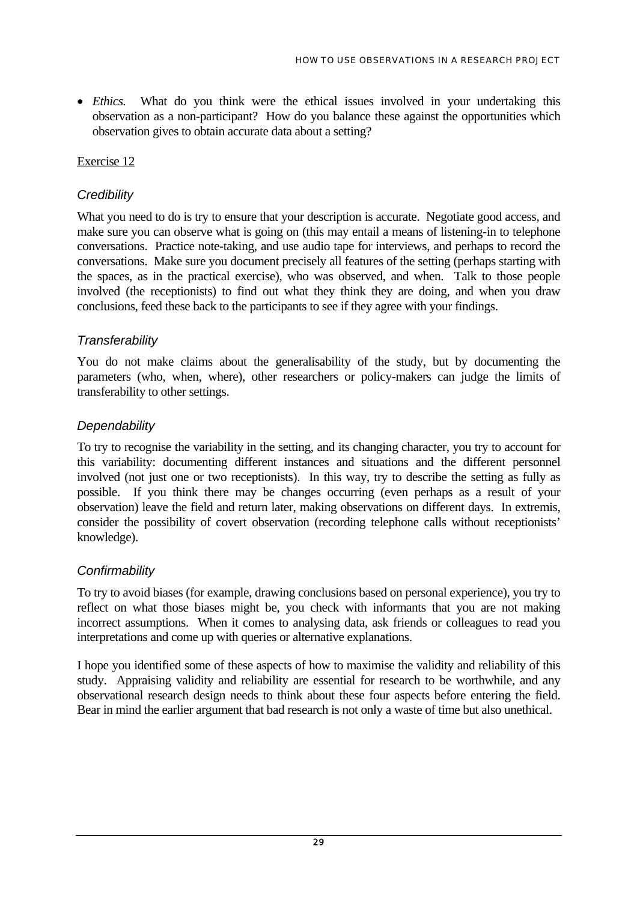- *Ethics.* What do you think were the ethical issues involved in your undertaking this observation as a non-participant? How do you balance these against the opportunities which observation gives to obtain accurate data about a setting?

Exercise 12

### *Credibility*

What you need to do is try to ensure that your description is accurate. Negotiate good access, and make sure you can observe what is going on (this may entail a means of listening-in to telephone conversations. Practice note-taking, and use audio tape for interviews, and perhaps to record the conversations. Make sure you document precisely all features of the setting (perhaps starting with the spaces, as in the practical exercise), who was observed, and when. Talk to those people involved (the receptionists) to find out what they think they are doing, and when you draw conclusions, feed these back to the participants to see if they agree with your findings.

### *Transferability*

You do not make claims about the generalisability of the study, but by documenting the parameters (who, when, where), other researchers or policy-makers can judge the limits of transferability to other settings.

### *Dependability*

To try to recognise the variability in the setting, and its changing character, you try to account for this variability: documenting different instances and situations and the different personnel involved (not just one or two receptionists). In this way, try to describe the setting as fully as possible. If you think there may be changes occurring (even perhaps as a result of your observation) leave the field and return later, making observations on different days. In extremis, consider the possibility of covert observation (recording telephone calls without receptionists' knowledge).

### *Confirmability*

To try to avoid biases (for example, drawing conclusions based on personal experience), you try to reflect on what those biases might be, you check with informants that you are not making incorrect assumptions. When it comes to analysing data, ask friends or colleagues to read you interpretations and come up with queries or alternative explanations.

I hope you identified some of these aspects of how to maximise the validity and reliability of this study. Appraising validity and reliability are essential for research to be worthwhile, and any observational research design needs to think about these four aspects before entering the field. Bear in mind the earlier argument that bad research is not only a waste of time but also unethical.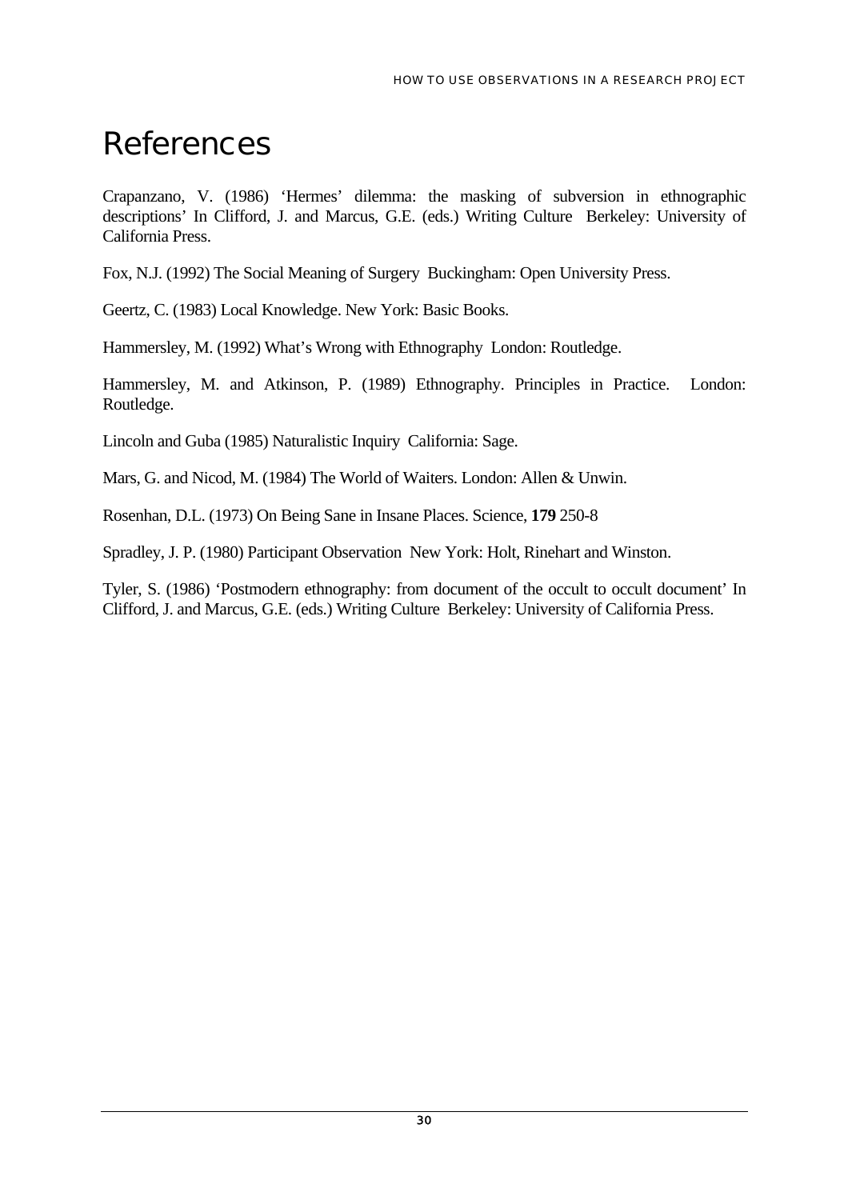# References

Crapanzano, V. (1986) 'Hermes' dilemma: the masking of subversion in ethnographic descriptions' In Clifford, J. and Marcus, G.E. (eds.) Writing Culture Berkeley: University of California Press.

Fox, N.J. (1992) The Social Meaning of Surgery Buckingham: Open University Press.

Geertz, C. (1983) Local Knowledge. New York: Basic Books.

Hammersley, M. (1992) What's Wrong with Ethnography London: Routledge.

Hammersley, M. and Atkinson, P. (1989) Ethnography. Principles in Practice. London: Routledge.

Lincoln and Guba (1985) Naturalistic Inquiry California: Sage.

Mars, G. and Nicod, M. (1984) The World of Waiters. London: Allen & Unwin.

Rosenhan, D.L. (1973) On Being Sane in Insane Places. Science, **179** 250-8

Spradley, J. P. (1980) Participant Observation New York: Holt, Rinehart and Winston.

Tyler, S. (1986) 'Postmodern ethnography: from document of the occult to occult document' In Clifford, J. and Marcus, G.E. (eds.) Writing Culture Berkeley: University of California Press.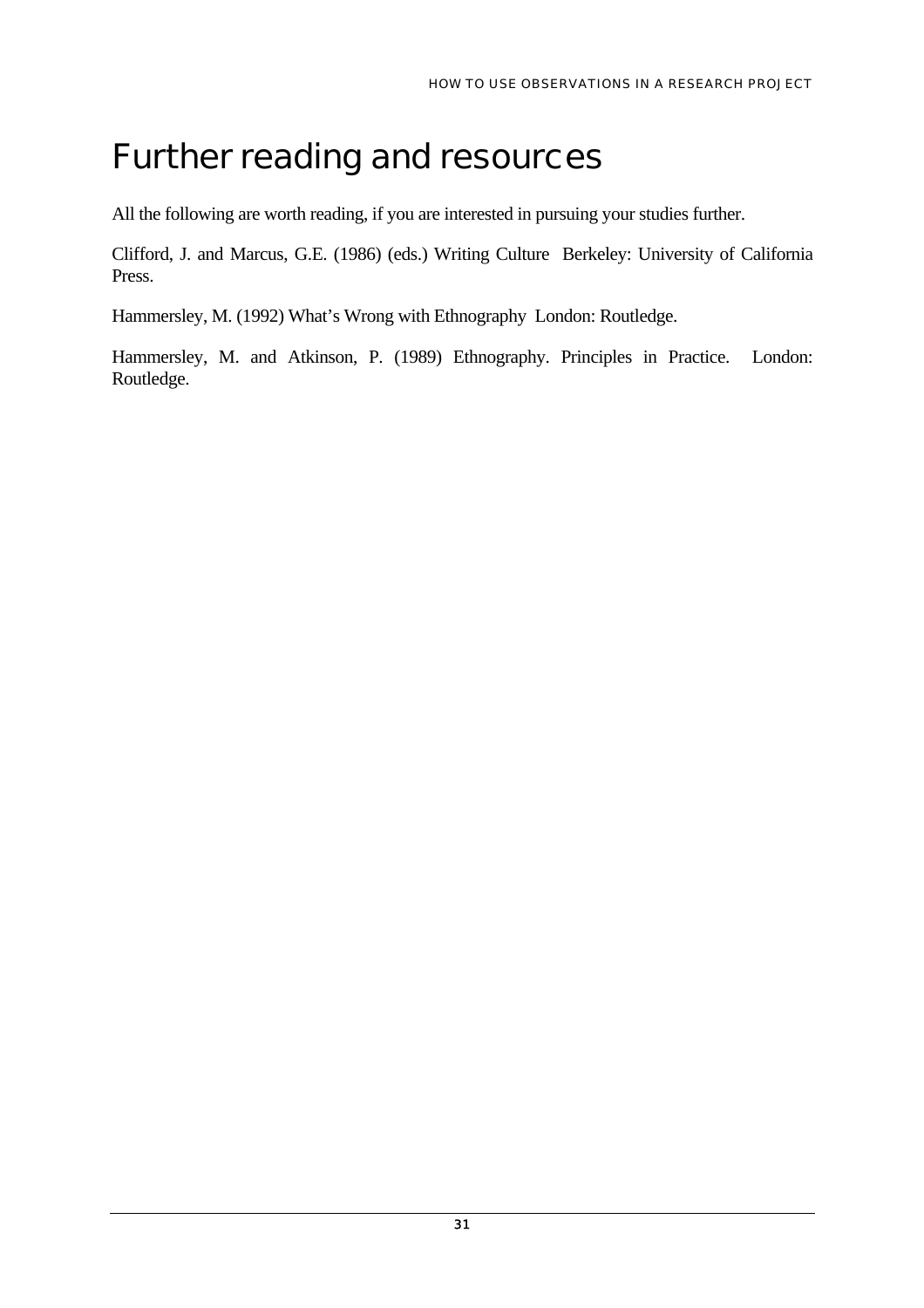# Further reading and resources

All the following are worth reading, if you are interested in pursuing your studies further.

Clifford, J. and Marcus, G.E. (1986) (eds.) Writing Culture Berkeley: University of California Press.

Hammersley, M. (1992) What's Wrong with Ethnography London: Routledge.

Hammersley, M. and Atkinson, P. (1989) Ethnography. Principles in Practice. London: Routledge.